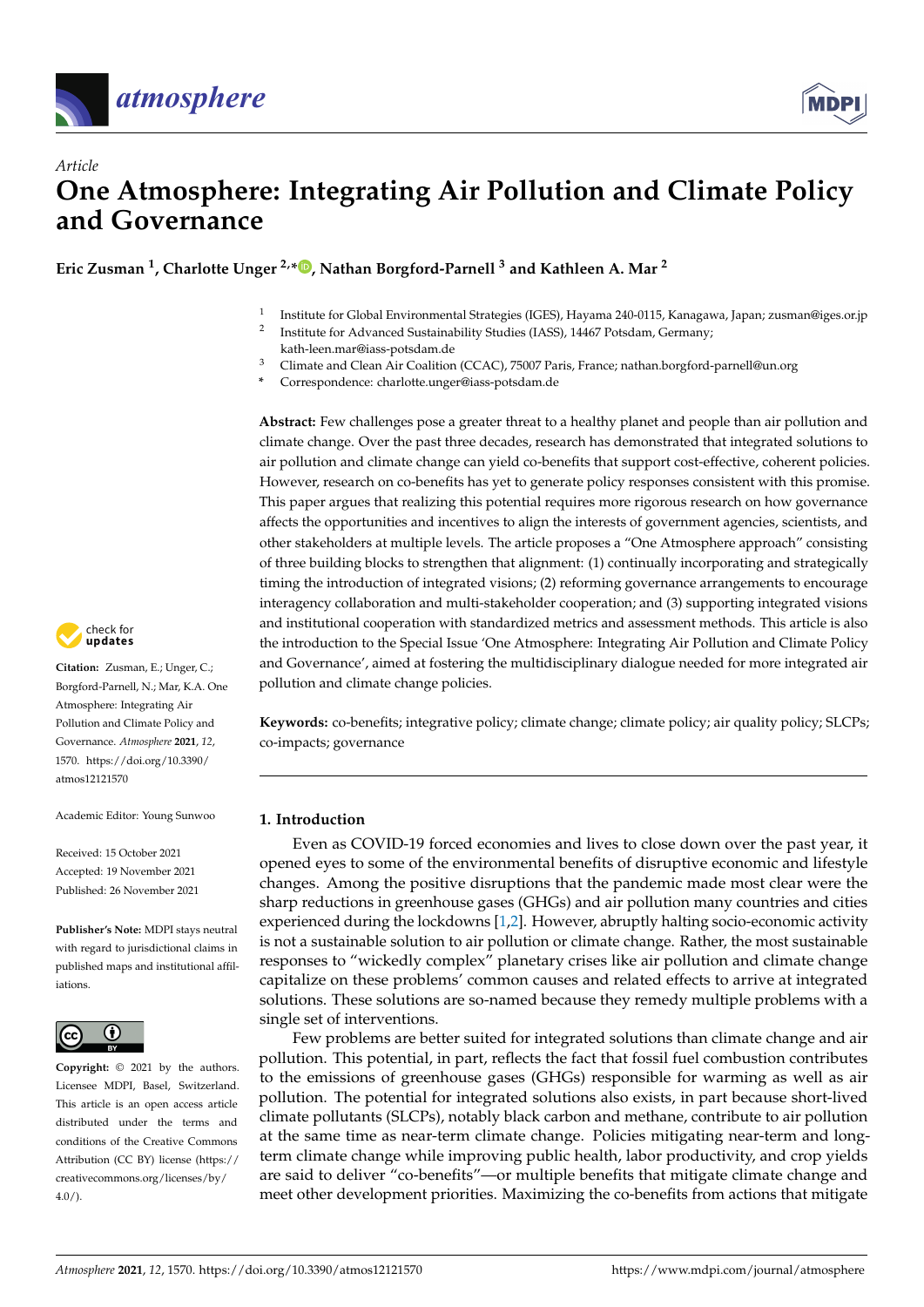*Article*

# One Atmosphere: Integrating Air Pollution and Climate Policy and Governance

**Eric Zusman [1], Charlotte Unger [2,*], Nathan Borgford-Parnell [3] and Kathleen A. Mar [2]**

[1] Institute for Global Environmental Strategies (IGES), Hayama 240-0115, Kanagawa, Japan; zusman@iges.or.jp
[2] Institute for Advanced Sustainability Studies (IASS), 14467 Potsdam, Germany; kath-leen.mar@iass-potsdam.de
[3] Climate and Clean Air Coalition (CCAC), 75007 Paris, France; nathan.borgford-parnell@un.org
* Correspondence: charlotte.unger@iass-potsdam.de

**Abstract:** Few challenges pose a greater threat to a healthy planet and people than air pollution and climate change. Over the past three decades, research has demonstrated that integrated solutions to air pollution and climate change can yield co-benefits that support cost-effective, coherent policies. However, research on co-benefits has yet to generate policy responses consistent with this promise. This paper argues that realizing this potential requires more rigorous research on how governance affects the opportunities and incentives to align the interests of government agencies, scientists, and other stakeholders at multiple levels. The article proposes a "One Atmosphere approach" consisting of three building blocks to strengthen that alignment: (1) continually incorporating and strategically timing the introduction of integrated visions; (2) reforming governance arrangements to encourage interagency collaboration and multi-stakeholder cooperation; and (3) supporting integrated visions and institutional cooperation with standardized metrics and assessment methods. This article is also the introduction to the Special Issue 'One Atmosphere: Integrating Air Pollution and Climate Policy and Governance', aimed at fostering the multidisciplinary dialogue needed for more integrated air pollution and climate change policies.

**Keywords:** co-benefits; integrative policy; climate change; climate policy; air quality policy; SLCPs; co-impacts; governance

**Citation:** Zusman, E.; Unger, C.; Borgford-Parnell, N.; Mar, K.A. One Atmosphere: Integrating Air Pollution and Climate Policy and Governance. *Atmosphere* **2021**, *12*, 1570. https://doi.org/10.3390/atmos12121570

Academic Editor: Young Sunwoo

Received: 15 October 2021
Accepted: 19 November 2021
Published: 26 November 2021

**Publisher's Note:** MDPI stays neutral with regard to jurisdictional claims in published maps and institutional affiliations.

**Copyright:** © 2021 by the authors. Licensee MDPI, Basel, Switzerland. This article is an open access article distributed under the terms and conditions of the Creative Commons Attribution (CC BY) license (https://creativecommons.org/licenses/by/4.0/).

## 1. Introduction

Even as COVID-19 forced economies and lives to close down over the past year, it opened eyes to some of the environmental benefits of disruptive economic and lifestyle changes. Among the positive disruptions that the pandemic made most clear were the sharp reductions in greenhouse gases (GHGs) and air pollution many countries and cities experienced during the lockdowns [1,2]. However, abruptly halting socio-economic activity is not a sustainable solution to air pollution or climate change. Rather, the most sustainable responses to "wickedly complex" planetary crises like air pollution and climate change capitalize on these problems' common causes and related effects to arrive at integrated solutions. These solutions are so-named because they remedy multiple problems with a single set of interventions.

Few problems are better suited for integrated solutions than climate change and air pollution. This potential, in part, reflects the fact that fossil fuel combustion contributes to the emissions of greenhouse gases (GHGs) responsible for warming as well as air pollution. The potential for integrated solutions also exists, in part because short-lived climate pollutants (SLCPs), notably black carbon and methane, contribute to air pollution at the same time as near-term climate change. Policies mitigating near-term and long-term climate change while improving public health, labor productivity, and crop yields are said to deliver "co-benefits"—or multiple benefits that mitigate climate change and meet other development priorities. Maximizing the co-benefits from actions that mitigate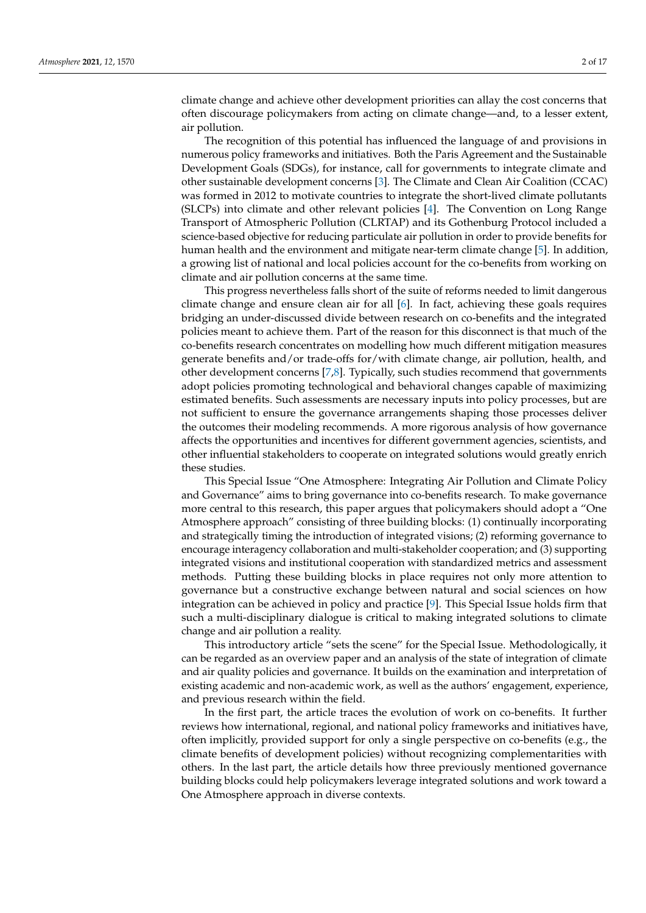climate change and achieve other development priorities can allay the cost concerns that often discourage policymakers from acting on climate change—and, to a lesser extent, air pollution.

The recognition of this potential has influenced the language of and provisions in numerous policy frameworks and initiatives. Both the Paris Agreement and the Sustainable Development Goals (SDGs), for instance, call for governments to integrate climate and other sustainable development concerns [3]. The Climate and Clean Air Coalition (CCAC) was formed in 2012 to motivate countries to integrate the short-lived climate pollutants (SLCPs) into climate and other relevant policies [4]. The Convention on Long Range Transport of Atmospheric Pollution (CLRTAP) and its Gothenburg Protocol included a science-based objective for reducing particulate air pollution in order to provide benefits for human health and the environment and mitigate near-term climate change [5]. In addition, a growing list of national and local policies account for the co-benefits from working on climate and air pollution concerns at the same time.

This progress nevertheless falls short of the suite of reforms needed to limit dangerous climate change and ensure clean air for all [6]. In fact, achieving these goals requires bridging an under-discussed divide between research on co-benefits and the integrated policies meant to achieve them. Part of the reason for this disconnect is that much of the co-benefits research concentrates on modelling how much different mitigation measures generate benefits and/or trade-offs for/with climate change, air pollution, health, and other development concerns [7,8]. Typically, such studies recommend that governments adopt policies promoting technological and behavioral changes capable of maximizing estimated benefits. Such assessments are necessary inputs into policy processes, but are not sufficient to ensure the governance arrangements shaping those processes deliver the outcomes their modeling recommends. A more rigorous analysis of how governance affects the opportunities and incentives for different government agencies, scientists, and other influential stakeholders to cooperate on integrated solutions would greatly enrich these studies.

This Special Issue "One Atmosphere: Integrating Air Pollution and Climate Policy and Governance" aims to bring governance into co-benefits research. To make governance more central to this research, this paper argues that policymakers should adopt a "One Atmosphere approach" consisting of three building blocks: (1) continually incorporating and strategically timing the introduction of integrated visions; (2) reforming governance to encourage interagency collaboration and multi-stakeholder cooperation; and (3) supporting integrated visions and institutional cooperation with standardized metrics and assessment methods. Putting these building blocks in place requires not only more attention to governance but a constructive exchange between natural and social sciences on how integration can be achieved in policy and practice [9]. This Special Issue holds firm that such a multi-disciplinary dialogue is critical to making integrated solutions to climate change and air pollution a reality.

This introductory article "sets the scene" for the Special Issue. Methodologically, it can be regarded as an overview paper and an analysis of the state of integration of climate and air quality policies and governance. It builds on the examination and interpretation of existing academic and non-academic work, as well as the authors' engagement, experience, and previous research within the field.

In the first part, the article traces the evolution of work on co-benefits. It further reviews how international, regional, and national policy frameworks and initiatives have, often implicitly, provided support for only a single perspective on co-benefits (e.g., the climate benefits of development policies) without recognizing complementarities with others. In the last part, the article details how three previously mentioned governance building blocks could help policymakers leverage integrated solutions and work toward a One Atmosphere approach in diverse contexts.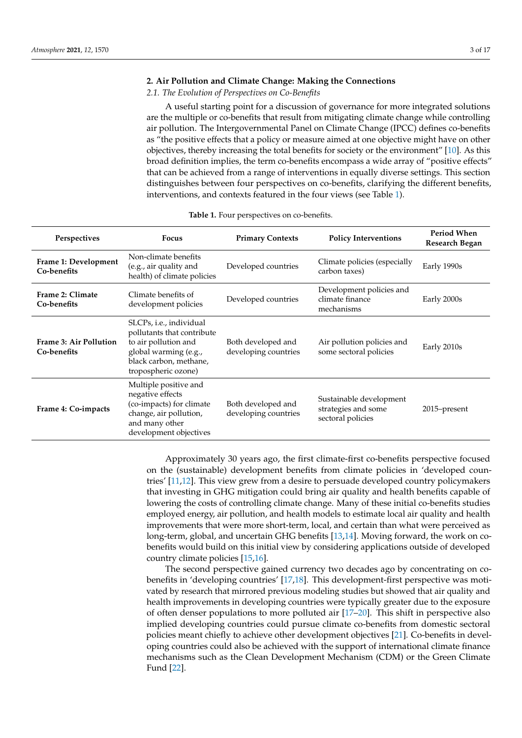## 2. Air Pollution and Climate Change: Making the Connections

### *2.1. The Evolution of Perspectives on Co-Benefits*

A useful starting point for a discussion of governance for more integrated solutions are the multiple or co-benefits that result from mitigating climate change while controlling air pollution. The Intergovernmental Panel on Climate Change (IPCC) defines co-benefits as "the positive effects that a policy or measure aimed at one objective might have on other objectives, thereby increasing the total benefits for society or the environment" [10]. As this broad definition implies, the term co-benefits encompass a wide array of "positive effects" that can be achieved from a range of interventions in equally diverse settings. This section distinguishes between four perspectives on co-benefits, clarifying the different benefits, interventions, and contexts featured in the four views (see Table 1).

**Table 1.** Four perspectives on co-benefits.

| Perspectives | Focus | Primary Contexts | Policy Interventions | Period When Research Began |
|---|---|---|---|---|
| **Frame 1: Development Co-benefits** | Non-climate benefits (e.g., air quality and health) of climate policies | Developed countries | Climate policies (especially carbon taxes) | Early 1990s |
| **Frame 2: Climate Co-benefits** | Climate benefits of development policies | Developed countries | Development policies and climate finance mechanisms | Early 2000s |
| **Frame 3: Air Pollution Co-benefits** | SLCPs, i.e., individual pollutants that contribute to air pollution and global warming (e.g., black carbon, methane, tropospheric ozone) | Both developed and developing countries | Air pollution policies and some sectoral policies | Early 2010s |
| **Frame 4: Co-impacts** | Multiple positive and negative effects (co-impacts) for climate change, air pollution, and many other development objectives | Both developed and developing countries | Sustainable development strategies and some sectoral policies | 2015–present |

Approximately 30 years ago, the first climate-first co-benefits perspective focused on the (sustainable) development benefits from climate policies in 'developed countries' [11,12]. This view grew from a desire to persuade developed country policymakers that investing in GHG mitigation could bring air quality and health benefits capable of lowering the costs of controlling climate change. Many of these initial co-benefits studies employed energy, air pollution, and health models to estimate local air quality and health improvements that were more short-term, local, and certain than what were perceived as long-term, global, and uncertain GHG benefits [13,14]. Moving forward, the work on co-benefits would build on this initial view by considering applications outside of developed country climate policies [15,16].

The second perspective gained currency two decades ago by concentrating on co-benefits in 'developing countries' [17,18]. This development-first perspective was motivated by research that mirrored previous modeling studies but showed that air quality and health improvements in developing countries were typically greater due to the exposure of often denser populations to more polluted air [17–20]. This shift in perspective also implied developing countries could pursue climate co-benefits from domestic sectoral policies meant chiefly to achieve other development objectives [21]. Co-benefits in developing countries could also be achieved with the support of international climate finance mechanisms such as the Clean Development Mechanism (CDM) or the Green Climate Fund [22].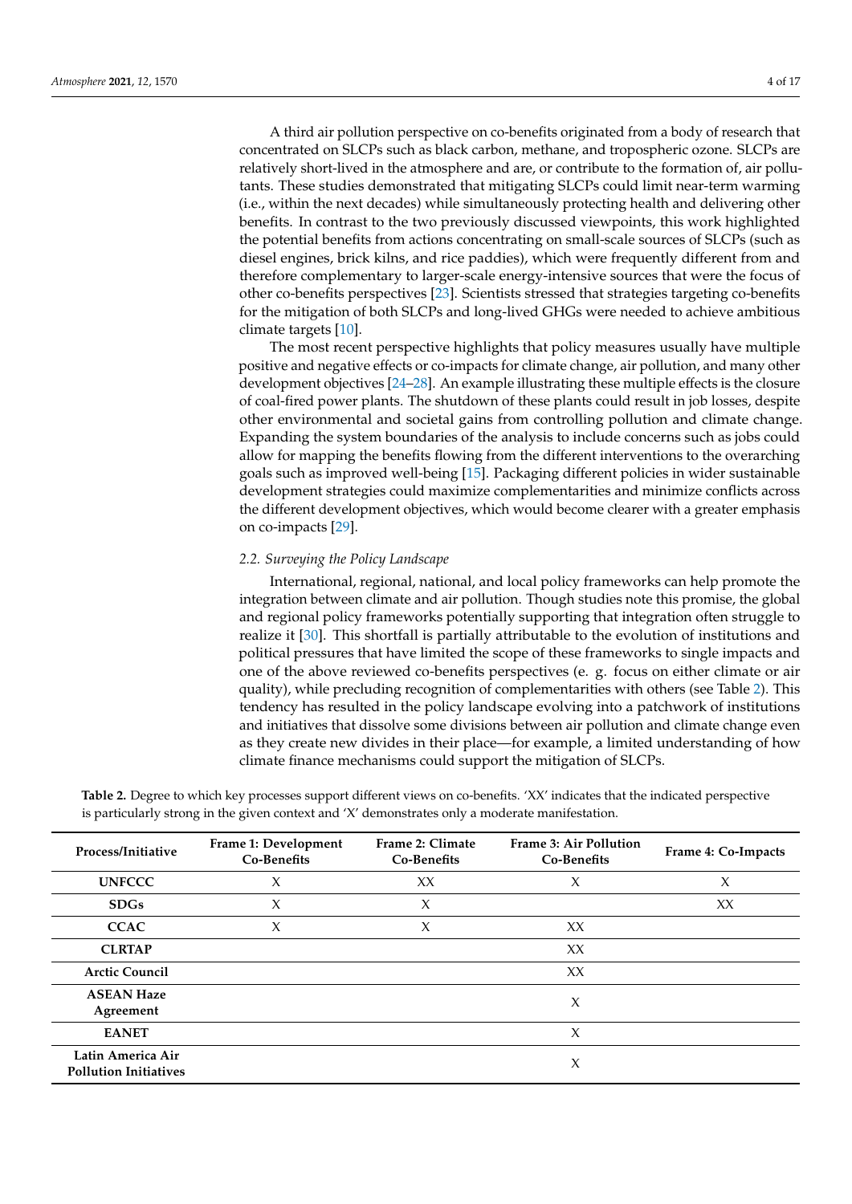A third air pollution perspective on co-benefits originated from a body of research that concentrated on SLCPs such as black carbon, methane, and tropospheric ozone. SLCPs are relatively short-lived in the atmosphere and are, or contribute to the formation of, air pollutants. These studies demonstrated that mitigating SLCPs could limit near-term warming (i.e., within the next decades) while simultaneously protecting health and delivering other benefits. In contrast to the two previously discussed viewpoints, this work highlighted the potential benefits from actions concentrating on small-scale sources of SLCPs (such as diesel engines, brick kilns, and rice paddies), which were frequently different from and therefore complementary to larger-scale energy-intensive sources that were the focus of other co-benefits perspectives [23]. Scientists stressed that strategies targeting co-benefits for the mitigation of both SLCPs and long-lived GHGs were needed to achieve ambitious climate targets [10].

The most recent perspective highlights that policy measures usually have multiple positive and negative effects or co-impacts for climate change, air pollution, and many other development objectives [24–28]. An example illustrating these multiple effects is the closure of coal-fired power plants. The shutdown of these plants could result in job losses, despite other environmental and societal gains from controlling pollution and climate change. Expanding the system boundaries of the analysis to include concerns such as jobs could allow for mapping the benefits flowing from the different interventions to the overarching goals such as improved well-being [15]. Packaging different policies in wider sustainable development strategies could maximize complementarities and minimize conflicts across the different development objectives, which would become clearer with a greater emphasis on co-impacts [29].

### *2.2. Surveying the Policy Landscape*

International, regional, national, and local policy frameworks can help promote the integration between climate and air pollution. Though studies note this promise, the global and regional policy frameworks potentially supporting that integration often struggle to realize it [30]. This shortfall is partially attributable to the evolution of institutions and political pressures that have limited the scope of these frameworks to single impacts and one of the above reviewed co-benefits perspectives (e. g. focus on either climate or air quality), while precluding recognition of complementarities with others (see Table 2). This tendency has resulted in the policy landscape evolving into a patchwork of institutions and initiatives that dissolve some divisions between air pollution and climate change even as they create new divides in their place—for example, a limited understanding of how climate finance mechanisms could support the mitigation of SLCPs.

**Table 2.** Degree to which key processes support different views on co-benefits. 'XX' indicates that the indicated perspective is particularly strong in the given context and 'X' demonstrates only a moderate manifestation.

| Process/Initiative | Frame 1: Development Co-Benefits | Frame 2: Climate Co-Benefits | Frame 3: Air Pollution Co-Benefits | Frame 4: Co-Impacts |
|---|---|---|---|---|
| UNFCCC | X | XX | X | X |
| SDGs | X | X | | XX |
| CCAC | X | X | XX | |
| CLRTAP | | | XX | |
| Arctic Council | | | XX | |
| ASEAN Haze Agreement | | | X | |
| EANET | | | X | |
| Latin America Air Pollution Initiatives | | | X | |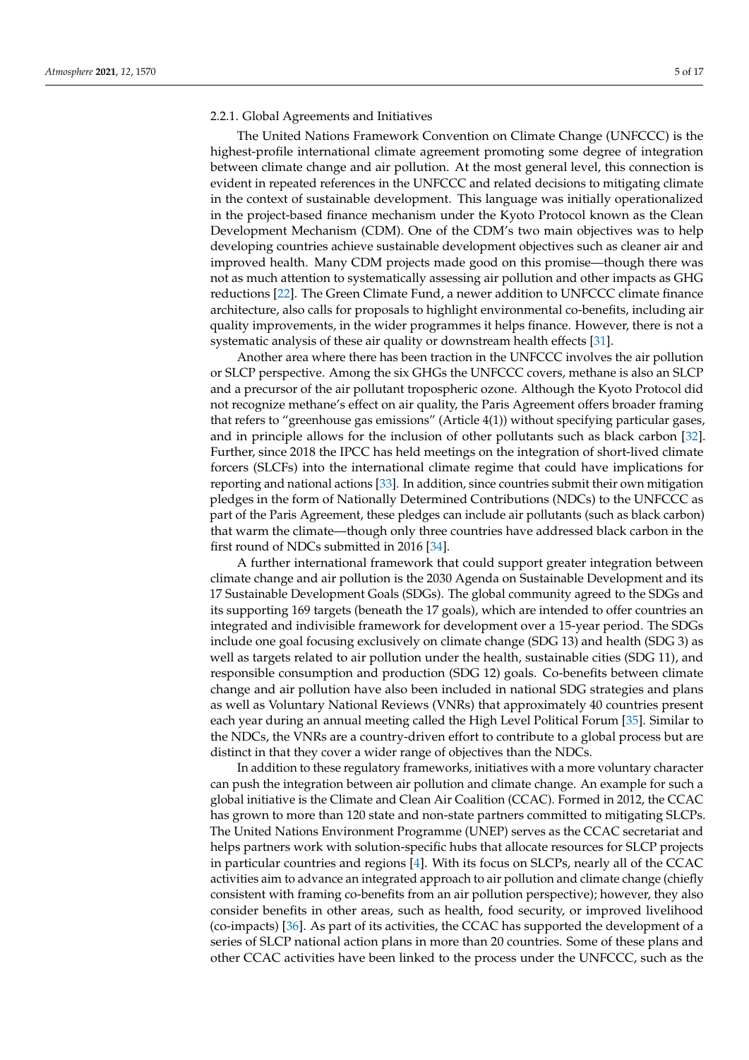#### 2.2.1. Global Agreements and Initiatives

The United Nations Framework Convention on Climate Change (UNFCCC) is the highest-profile international climate agreement promoting some degree of integration between climate change and air pollution. At the most general level, this connection is evident in repeated references in the UNFCCC and related decisions to mitigating climate in the context of sustainable development. This language was initially operationalized in the project-based finance mechanism under the Kyoto Protocol known as the Clean Development Mechanism (CDM). One of the CDM's two main objectives was to help developing countries achieve sustainable development objectives such as cleaner air and improved health. Many CDM projects made good on this promise—though there was not as much attention to systematically assessing air pollution and other impacts as GHG reductions [22]. The Green Climate Fund, a newer addition to UNFCCC climate finance architecture, also calls for proposals to highlight environmental co-benefits, including air quality improvements, in the wider programmes it helps finance. However, there is not a systematic analysis of these air quality or downstream health effects [31].

Another area where there has been traction in the UNFCCC involves the air pollution or SLCP perspective. Among the six GHGs the UNFCCC covers, methane is also an SLCP and a precursor of the air pollutant tropospheric ozone. Although the Kyoto Protocol did not recognize methane's effect on air quality, the Paris Agreement offers broader framing that refers to "greenhouse gas emissions" (Article 4(1)) without specifying particular gases, and in principle allows for the inclusion of other pollutants such as black carbon [32]. Further, since 2018 the IPCC has held meetings on the integration of short-lived climate forcers (SLCFs) into the international climate regime that could have implications for reporting and national actions [33]. In addition, since countries submit their own mitigation pledges in the form of Nationally Determined Contributions (NDCs) to the UNFCCC as part of the Paris Agreement, these pledges can include air pollutants (such as black carbon) that warm the climate—though only three countries have addressed black carbon in the first round of NDCs submitted in 2016 [34].

A further international framework that could support greater integration between climate change and air pollution is the 2030 Agenda on Sustainable Development and its 17 Sustainable Development Goals (SDGs). The global community agreed to the SDGs and its supporting 169 targets (beneath the 17 goals), which are intended to offer countries an integrated and indivisible framework for development over a 15-year period. The SDGs include one goal focusing exclusively on climate change (SDG 13) and health (SDG 3) as well as targets related to air pollution under the health, sustainable cities (SDG 11), and responsible consumption and production (SDG 12) goals. Co-benefits between climate change and air pollution have also been included in national SDG strategies and plans as well as Voluntary National Reviews (VNRs) that approximately 40 countries present each year during an annual meeting called the High Level Political Forum [35]. Similar to the NDCs, the VNRs are a country-driven effort to contribute to a global process but are distinct in that they cover a wider range of objectives than the NDCs.

In addition to these regulatory frameworks, initiatives with a more voluntary character can push the integration between air pollution and climate change. An example for such a global initiative is the Climate and Clean Air Coalition (CCAC). Formed in 2012, the CCAC has grown to more than 120 state and non-state partners committed to mitigating SLCPs. The United Nations Environment Programme (UNEP) serves as the CCAC secretariat and helps partners work with solution-specific hubs that allocate resources for SLCP projects in particular countries and regions [4]. With its focus on SLCPs, nearly all of the CCAC activities aim to advance an integrated approach to air pollution and climate change (chiefly consistent with framing co-benefits from an air pollution perspective); however, they also consider benefits in other areas, such as health, food security, or improved livelihood (co-impacts) [36]. As part of its activities, the CCAC has supported the development of a series of SLCP national action plans in more than 20 countries. Some of these plans and other CCAC activities have been linked to the process under the UNFCCC, such as the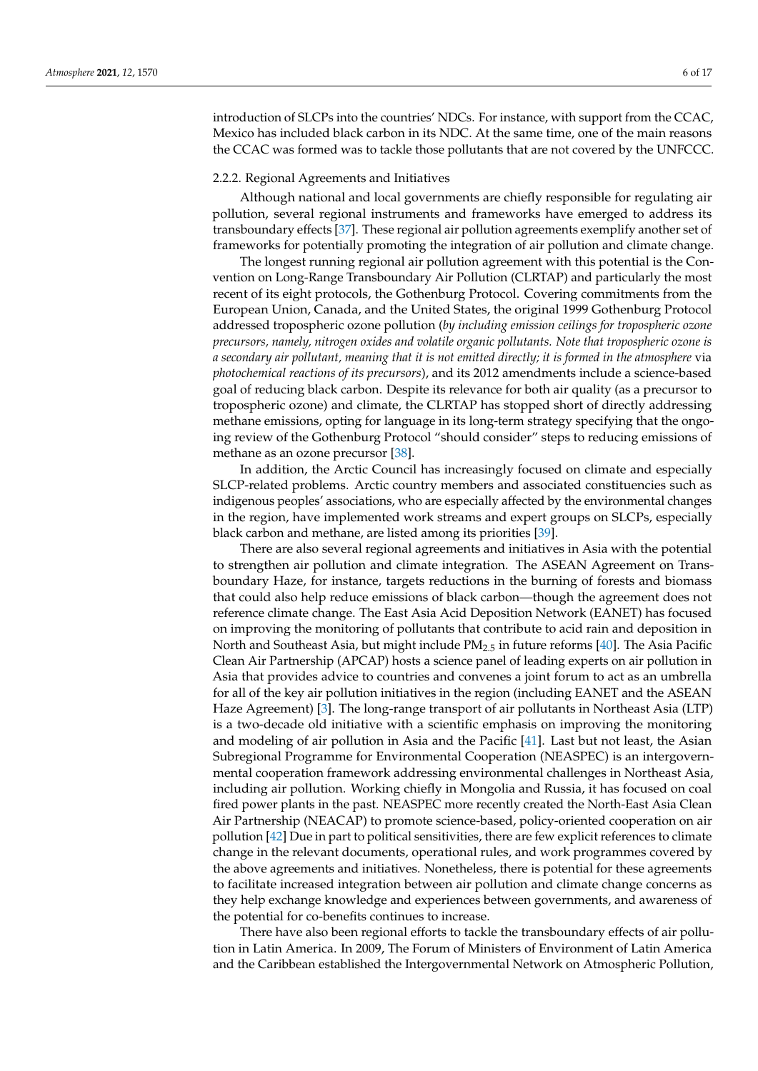introduction of SLCPs into the countries' NDCs. For instance, with support from the CCAC, Mexico has included black carbon in its NDC. At the same time, one of the main reasons the CCAC was formed was to tackle those pollutants that are not covered by the UNFCCC.

#### 2.2.2. Regional Agreements and Initiatives

Although national and local governments are chiefly responsible for regulating air pollution, several regional instruments and frameworks have emerged to address its transboundary effects [37]. These regional air pollution agreements exemplify another set of frameworks for potentially promoting the integration of air pollution and climate change.

The longest running regional air pollution agreement with this potential is the Convention on Long-Range Transboundary Air Pollution (CLRTAP) and particularly the most recent of its eight protocols, the Gothenburg Protocol. Covering commitments from the European Union, Canada, and the United States, the original 1999 Gothenburg Protocol addressed tropospheric ozone pollution (*by including emission ceilings for tropospheric ozone precursors, namely, nitrogen oxides and volatile organic pollutants. Note that tropospheric ozone is a secondary air pollutant, meaning that it is not emitted directly; it is formed in the atmosphere* via *photochemical reactions of its precursors*), and its 2012 amendments include a science-based goal of reducing black carbon. Despite its relevance for both air quality (as a precursor to tropospheric ozone) and climate, the CLRTAP has stopped short of directly addressing methane emissions, opting for language in its long-term strategy specifying that the ongoing review of the Gothenburg Protocol "should consider" steps to reducing emissions of methane as an ozone precursor [38].

In addition, the Arctic Council has increasingly focused on climate and especially SLCP-related problems. Arctic country members and associated constituencies such as indigenous peoples' associations, who are especially affected by the environmental changes in the region, have implemented work streams and expert groups on SLCPs, especially black carbon and methane, are listed among its priorities [39].

There are also several regional agreements and initiatives in Asia with the potential to strengthen air pollution and climate integration. The ASEAN Agreement on Transboundary Haze, for instance, targets reductions in the burning of forests and biomass that could also help reduce emissions of black carbon—though the agreement does not reference climate change. The East Asia Acid Deposition Network (EANET) has focused on improving the monitoring of pollutants that contribute to acid rain and deposition in North and Southeast Asia, but might include $PM_{2.5}$ in future reforms [40]. The Asia Pacific Clean Air Partnership (APCAP) hosts a science panel of leading experts on air pollution in Asia that provides advice to countries and convenes a joint forum to act as an umbrella for all of the key air pollution initiatives in the region (including EANET and the ASEAN Haze Agreement) [3]. The long-range transport of air pollutants in Northeast Asia (LTP) is a two-decade old initiative with a scientific emphasis on improving the monitoring and modeling of air pollution in Asia and the Pacific [41]. Last but not least, the Asian Subregional Programme for Environmental Cooperation (NEASPEC) is an intergovernmental cooperation framework addressing environmental challenges in Northeast Asia, including air pollution. Working chiefly in Mongolia and Russia, it has focused on coal fired power plants in the past. NEASPEC more recently created the North-East Asia Clean Air Partnership (NEACAP) to promote science-based, policy-oriented cooperation on air pollution [42] Due in part to political sensitivities, there are few explicit references to climate change in the relevant documents, operational rules, and work programmes covered by the above agreements and initiatives. Nonetheless, there is potential for these agreements to facilitate increased integration between air pollution and climate change concerns as they help exchange knowledge and experiences between governments, and awareness of the potential for co-benefits continues to increase.

There have also been regional efforts to tackle the transboundary effects of air pollution in Latin America. In 2009, The Forum of Ministers of Environment of Latin America and the Caribbean established the Intergovernmental Network on Atmospheric Pollution,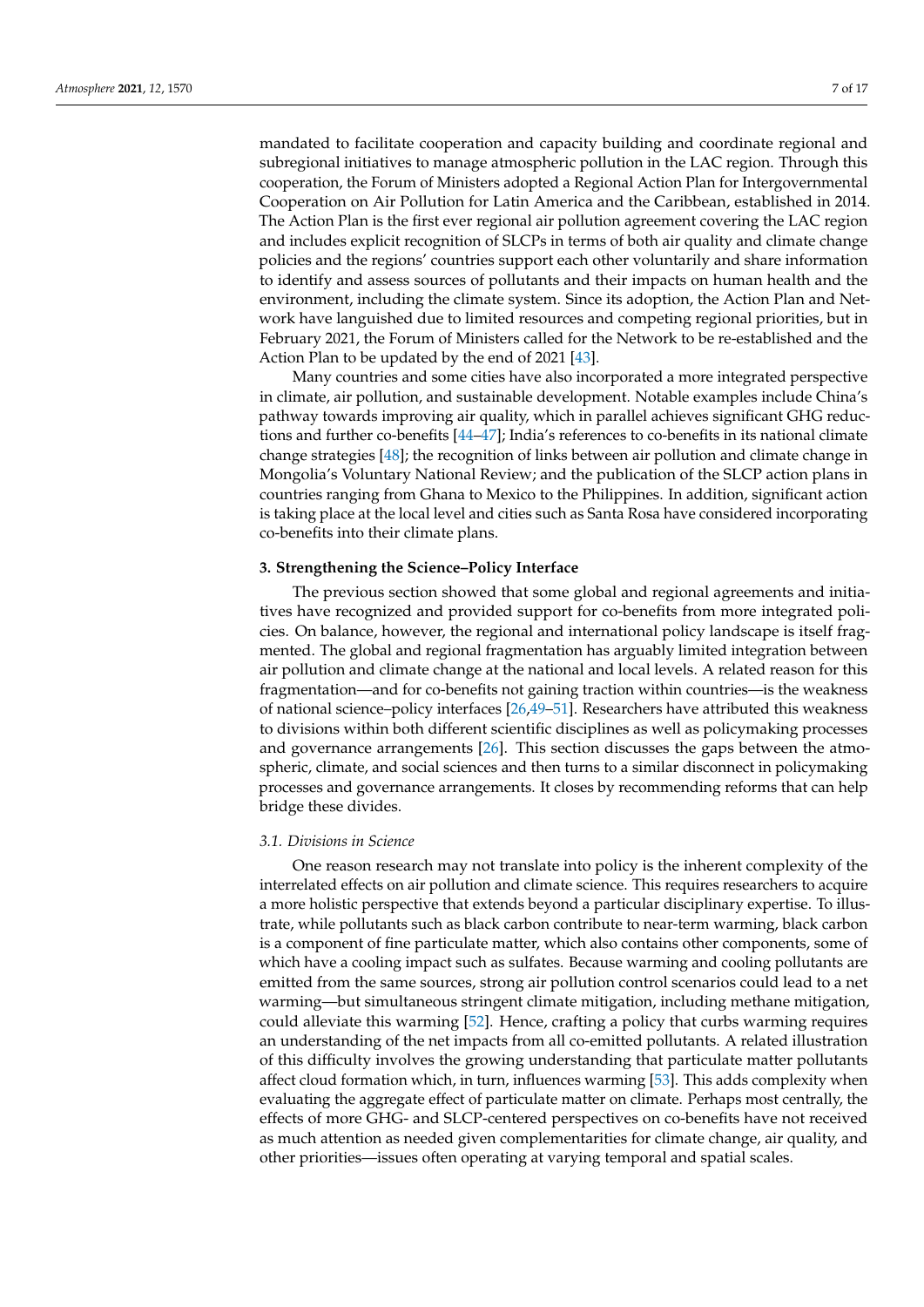mandated to facilitate cooperation and capacity building and coordinate regional and subregional initiatives to manage atmospheric pollution in the LAC region. Through this cooperation, the Forum of Ministers adopted a Regional Action Plan for Intergovernmental Cooperation on Air Pollution for Latin America and the Caribbean, established in 2014. The Action Plan is the first ever regional air pollution agreement covering the LAC region and includes explicit recognition of SLCPs in terms of both air quality and climate change policies and the regions' countries support each other voluntarily and share information to identify and assess sources of pollutants and their impacts on human health and the environment, including the climate system. Since its adoption, the Action Plan and Network have languished due to limited resources and competing regional priorities, but in February 2021, the Forum of Ministers called for the Network to be re-established and the Action Plan to be updated by the end of 2021 [43].

Many countries and some cities have also incorporated a more integrated perspective in climate, air pollution, and sustainable development. Notable examples include China's pathway towards improving air quality, which in parallel achieves significant GHG reductions and further co-benefits [44–47]; India's references to co-benefits in its national climate change strategies [48]; the recognition of links between air pollution and climate change in Mongolia's Voluntary National Review; and the publication of the SLCP action plans in countries ranging from Ghana to Mexico to the Philippines. In addition, significant action is taking place at the local level and cities such as Santa Rosa have considered incorporating co-benefits into their climate plans.

## 3. Strengthening the Science–Policy Interface

The previous section showed that some global and regional agreements and initiatives have recognized and provided support for co-benefits from more integrated policies. On balance, however, the regional and international policy landscape is itself fragmented. The global and regional fragmentation has arguably limited integration between air pollution and climate change at the national and local levels. A related reason for this fragmentation—and for co-benefits not gaining traction within countries—is the weakness of national science–policy interfaces [26,49–51]. Researchers have attributed this weakness to divisions within both different scientific disciplines as well as policymaking processes and governance arrangements [26]. This section discusses the gaps between the atmospheric, climate, and social sciences and then turns to a similar disconnect in policymaking processes and governance arrangements. It closes by recommending reforms that can help bridge these divides.

### *3.1. Divisions in Science*

One reason research may not translate into policy is the inherent complexity of the interrelated effects on air pollution and climate science. This requires researchers to acquire a more holistic perspective that extends beyond a particular disciplinary expertise. To illustrate, while pollutants such as black carbon contribute to near-term warming, black carbon is a component of fine particulate matter, which also contains other components, some of which have a cooling impact such as sulfates. Because warming and cooling pollutants are emitted from the same sources, strong air pollution control scenarios could lead to a net warming—but simultaneous stringent climate mitigation, including methane mitigation, could alleviate this warming [52]. Hence, crafting a policy that curbs warming requires an understanding of the net impacts from all co-emitted pollutants. A related illustration of this difficulty involves the growing understanding that particulate matter pollutants affect cloud formation which, in turn, influences warming [53]. This adds complexity when evaluating the aggregate effect of particulate matter on climate. Perhaps most centrally, the effects of more GHG- and SLCP-centered perspectives on co-benefits have not received as much attention as needed given complementarities for climate change, air quality, and other priorities—issues often operating at varying temporal and spatial scales.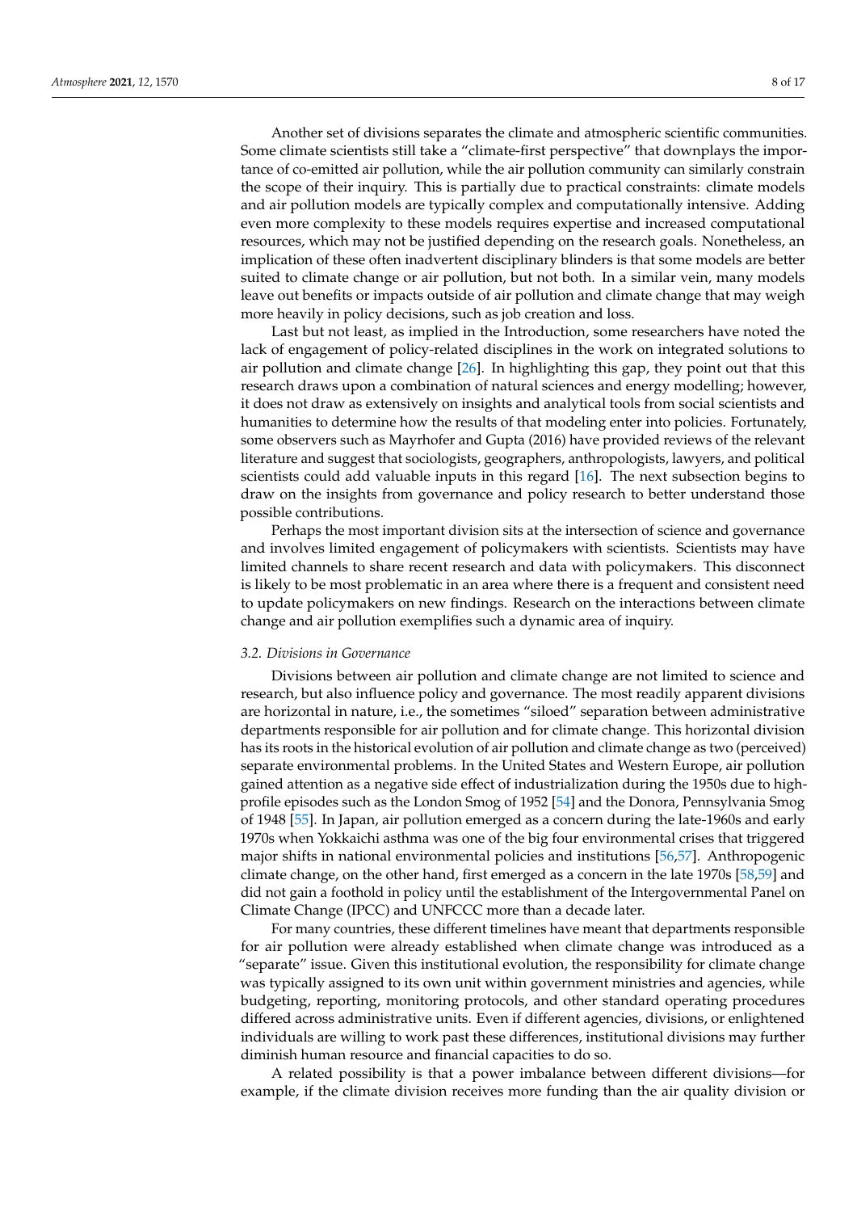Another set of divisions separates the climate and atmospheric scientific communities. Some climate scientists still take a "climate-first perspective" that downplays the importance of co-emitted air pollution, while the air pollution community can similarly constrain the scope of their inquiry. This is partially due to practical constraints: climate models and air pollution models are typically complex and computationally intensive. Adding even more complexity to these models requires expertise and increased computational resources, which may not be justified depending on the research goals. Nonetheless, an implication of these often inadvertent disciplinary blinders is that some models are better suited to climate change or air pollution, but not both. In a similar vein, many models leave out benefits or impacts outside of air pollution and climate change that may weigh more heavily in policy decisions, such as job creation and loss.

Last but not least, as implied in the Introduction, some researchers have noted the lack of engagement of policy-related disciplines in the work on integrated solutions to air pollution and climate change [26]. In highlighting this gap, they point out that this research draws upon a combination of natural sciences and energy modelling; however, it does not draw as extensively on insights and analytical tools from social scientists and humanities to determine how the results of that modeling enter into policies. Fortunately, some observers such as Mayrhofer and Gupta (2016) have provided reviews of the relevant literature and suggest that sociologists, geographers, anthropologists, lawyers, and political scientists could add valuable inputs in this regard [16]. The next subsection begins to draw on the insights from governance and policy research to better understand those possible contributions.

Perhaps the most important division sits at the intersection of science and governance and involves limited engagement of policymakers with scientists. Scientists may have limited channels to share recent research and data with policymakers. This disconnect is likely to be most problematic in an area where there is a frequent and consistent need to update policymakers on new findings. Research on the interactions between climate change and air pollution exemplifies such a dynamic area of inquiry.

### 3.2. Divisions in Governance

Divisions between air pollution and climate change are not limited to science and research, but also influence policy and governance. The most readily apparent divisions are horizontal in nature, i.e., the sometimes "siloed" separation between administrative departments responsible for air pollution and for climate change. This horizontal division has its roots in the historical evolution of air pollution and climate change as two (perceived) separate environmental problems. In the United States and Western Europe, air pollution gained attention as a negative side effect of industrialization during the 1950s due to high-profile episodes such as the London Smog of 1952 [54] and the Donora, Pennsylvania Smog of 1948 [55]. In Japan, air pollution emerged as a concern during the late-1960s and early 1970s when Yokkaichi asthma was one of the big four environmental crises that triggered major shifts in national environmental policies and institutions [56,57]. Anthropogenic climate change, on the other hand, first emerged as a concern in the late 1970s [58,59] and did not gain a foothold in policy until the establishment of the Intergovernmental Panel on Climate Change (IPCC) and UNFCCC more than a decade later.

For many countries, these different timelines have meant that departments responsible for air pollution were already established when climate change was introduced as a "separate" issue. Given this institutional evolution, the responsibility for climate change was typically assigned to its own unit within government ministries and agencies, while budgeting, reporting, monitoring protocols, and other standard operating procedures differed across administrative units. Even if different agencies, divisions, or enlightened individuals are willing to work past these differences, institutional divisions may further diminish human resource and financial capacities to do so.

A related possibility is that a power imbalance between different divisions—for example, if the climate division receives more funding than the air quality division or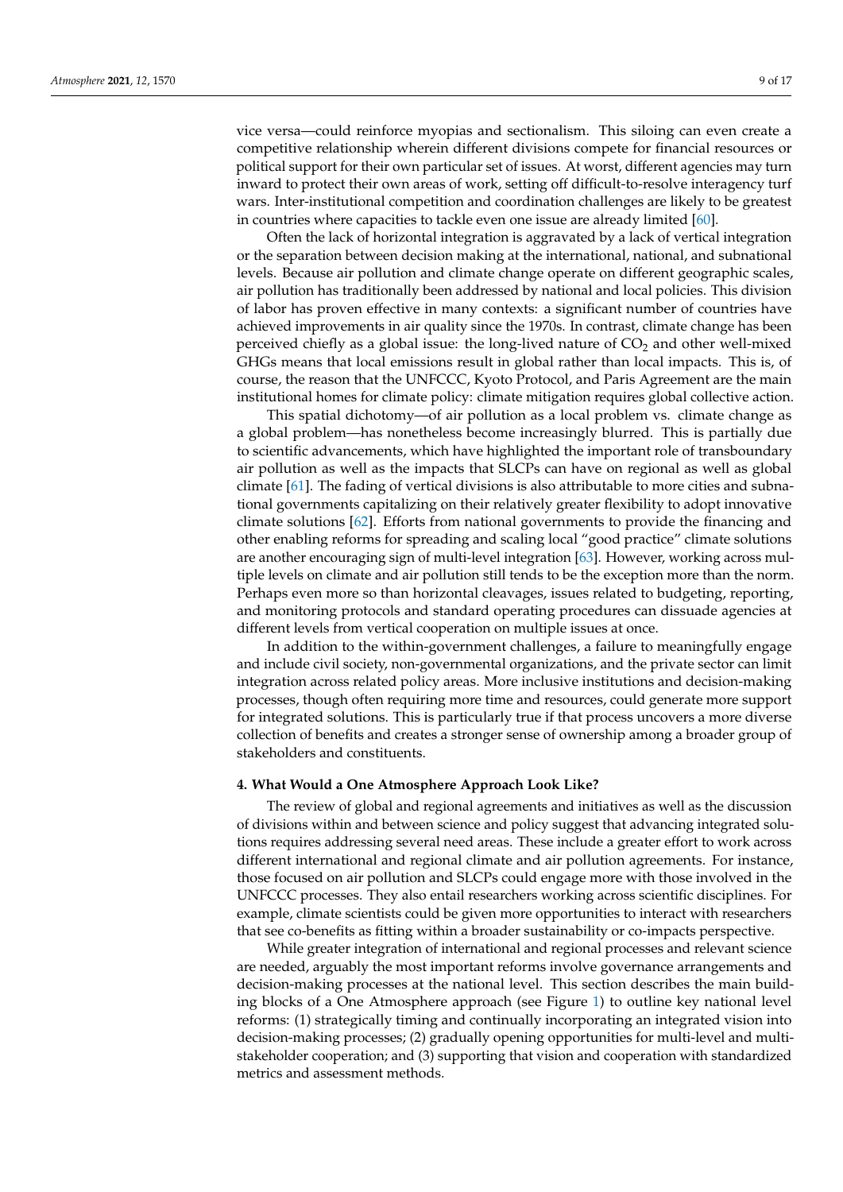vice versa—could reinforce myopias and sectionalism. This siloing can even create a competitive relationship wherein different divisions compete for financial resources or political support for their own particular set of issues. At worst, different agencies may turn inward to protect their own areas of work, setting off difficult-to-resolve interagency turf wars. Inter-institutional competition and coordination challenges are likely to be greatest in countries where capacities to tackle even one issue are already limited [60].

Often the lack of horizontal integration is aggravated by a lack of vertical integration or the separation between decision making at the international, national, and subnational levels. Because air pollution and climate change operate on different geographic scales, air pollution has traditionally been addressed by national and local policies. This division of labor has proven effective in many contexts: a significant number of countries have achieved improvements in air quality since the 1970s. In contrast, climate change has been perceived chiefly as a global issue: the long-lived nature of $CO_2$ and other well-mixed GHGs means that local emissions result in global rather than local impacts. This is, of course, the reason that the UNFCCC, Kyoto Protocol, and Paris Agreement are the main institutional homes for climate policy: climate mitigation requires global collective action.

This spatial dichotomy—of air pollution as a local problem vs. climate change as a global problem—has nonetheless become increasingly blurred. This is partially due to scientific advancements, which have highlighted the important role of transboundary air pollution as well as the impacts that SLCPs can have on regional as well as global climate [61]. The fading of vertical divisions is also attributable to more cities and subnational governments capitalizing on their relatively greater flexibility to adopt innovative climate solutions [62]. Efforts from national governments to provide the financing and other enabling reforms for spreading and scaling local "good practice" climate solutions are another encouraging sign of multi-level integration [63]. However, working across multiple levels on climate and air pollution still tends to be the exception more than the norm. Perhaps even more so than horizontal cleavages, issues related to budgeting, reporting, and monitoring protocols and standard operating procedures can dissuade agencies at different levels from vertical cooperation on multiple issues at once.

In addition to the within-government challenges, a failure to meaningfully engage and include civil society, non-governmental organizations, and the private sector can limit integration across related policy areas. More inclusive institutions and decision-making processes, though often requiring more time and resources, could generate more support for integrated solutions. This is particularly true if that process uncovers a more diverse collection of benefits and creates a stronger sense of ownership among a broader group of stakeholders and constituents.

## 4. What Would a One Atmosphere Approach Look Like?

The review of global and regional agreements and initiatives as well as the discussion of divisions within and between science and policy suggest that advancing integrated solutions requires addressing several need areas. These include a greater effort to work across different international and regional climate and air pollution agreements. For instance, those focused on air pollution and SLCPs could engage more with those involved in the UNFCCC processes. They also entail researchers working across scientific disciplines. For example, climate scientists could be given more opportunities to interact with researchers that see co-benefits as fitting within a broader sustainability or co-impacts perspective.

While greater integration of international and regional processes and relevant science are needed, arguably the most important reforms involve governance arrangements and decision-making processes at the national level. This section describes the main building blocks of a One Atmosphere approach (see Figure 1) to outline key national level reforms: (1) strategically timing and continually incorporating an integrated vision into decision-making processes; (2) gradually opening opportunities for multi-level and multi-stakeholder cooperation; and (3) supporting that vision and cooperation with standardized metrics and assessment methods.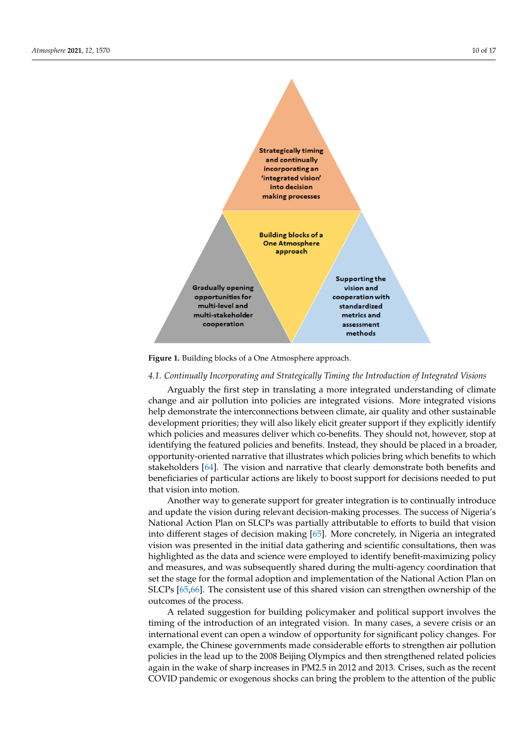Strategically timing and continually incorporating an 'integrated vision' into decision making processes

Building blocks of a One Atmosphere approach

Gradually opening opportunities for multi-level and multi-stakeholder cooperation

Supporting the vision and cooperation with standardized metrics and assessment methods

**Figure 1.** Building blocks of a One Atmosphere approach.

### 4.1. Continually Incorporating and Strategically Timing the Introduction of Integrated Visions

Arguably the first step in translating a more integrated understanding of climate change and air pollution into policies are integrated visions. More integrated visions help demonstrate the interconnections between climate, air quality and other sustainable development priorities; they will also likely elicit greater support if they explicitly identify which policies and measures deliver which co-benefits. They should not, however, stop at identifying the featured policies and benefits. Instead, they should be placed in a broader, opportunity-oriented narrative that illustrates which policies bring which benefits to which stakeholders [64]. The vision and narrative that clearly demonstrate both benefits and beneficiaries of particular actions are likely to boost support for decisions needed to put that vision into motion.

Another way to generate support for greater integration is to continually introduce and update the vision during relevant decision-making processes. The success of Nigeria's National Action Plan on SLCPs was partially attributable to efforts to build that vision into different stages of decision making [65]. More concretely, in Nigeria an integrated vision was presented in the initial data gathering and scientific consultations, then was highlighted as the data and science were employed to identify benefit-maximizing policy and measures, and was subsequently shared during the multi-agency coordination that set the stage for the formal adoption and implementation of the National Action Plan on SLCPs [65,66]. The consistent use of this shared vision can strengthen ownership of the outcomes of the process.

A related suggestion for building policymaker and political support involves the timing of the introduction of an integrated vision. In many cases, a severe crisis or an international event can open a window of opportunity for significant policy changes. For example, the Chinese governments made considerable efforts to strengthen air pollution policies in the lead up to the 2008 Beijing Olympics and then strengthened related policies again in the wake of sharp increases in PM2.5 in 2012 and 2013. Crises, such as the recent COVID pandemic or exogenous shocks can bring the problem to the attention of the public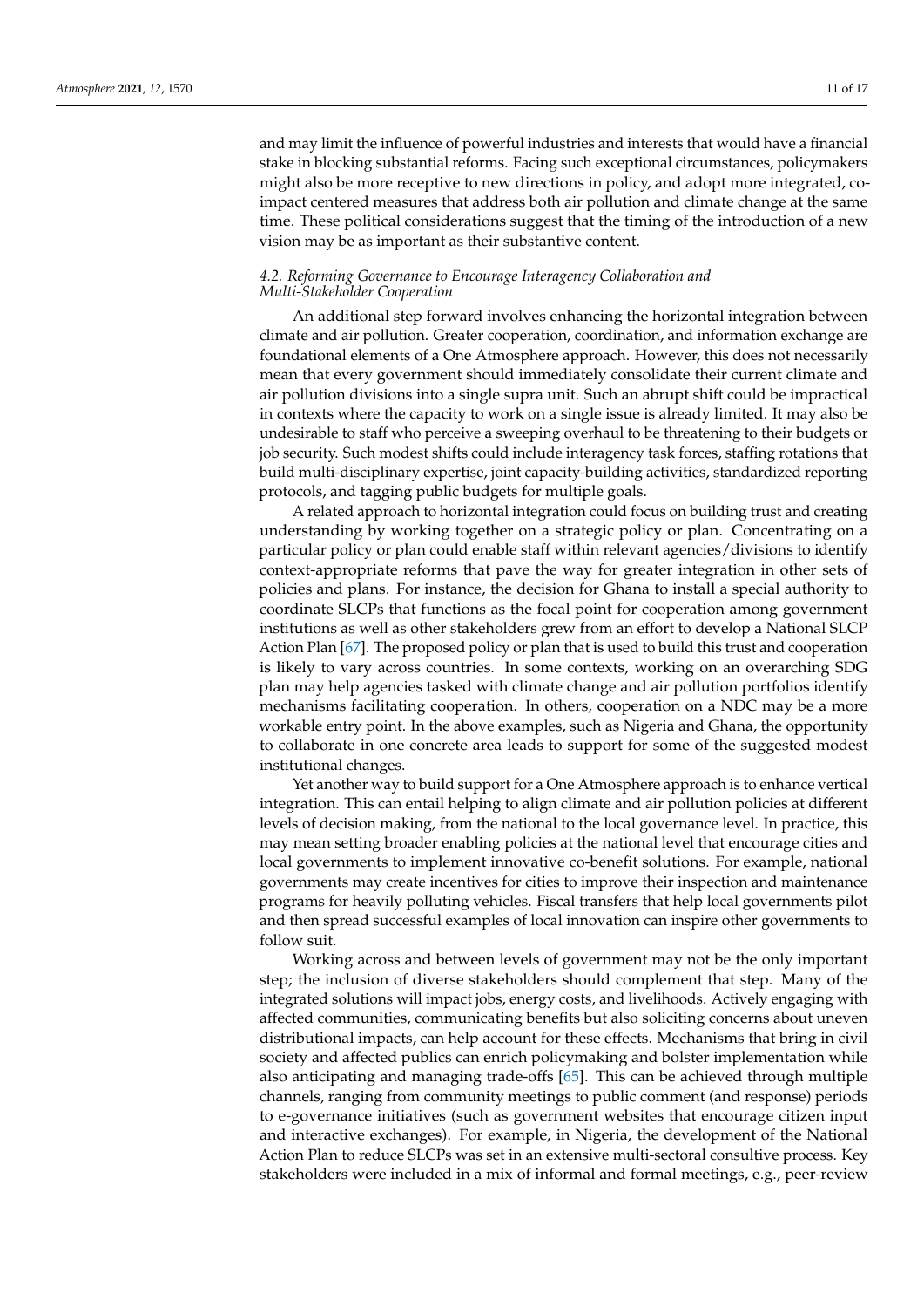and may limit the influence of powerful industries and interests that would have a financial stake in blocking substantial reforms. Facing such exceptional circumstances, policymakers might also be more receptive to new directions in policy, and adopt more integrated, co-impact centered measures that address both air pollution and climate change at the same time. These political considerations suggest that the timing of the introduction of a new vision may be as important as their substantive content.

### *4.2. Reforming Governance to Encourage Interagency Collaboration and Multi-Stakeholder Cooperation*

An additional step forward involves enhancing the horizontal integration between climate and air pollution. Greater cooperation, coordination, and information exchange are foundational elements of a One Atmosphere approach. However, this does not necessarily mean that every government should immediately consolidate their current climate and air pollution divisions into a single supra unit. Such an abrupt shift could be impractical in contexts where the capacity to work on a single issue is already limited. It may also be undesirable to staff who perceive a sweeping overhaul to be threatening to their budgets or job security. Such modest shifts could include interagency task forces, staffing rotations that build multi-disciplinary expertise, joint capacity-building activities, standardized reporting protocols, and tagging public budgets for multiple goals.

A related approach to horizontal integration could focus on building trust and creating understanding by working together on a strategic policy or plan. Concentrating on a particular policy or plan could enable staff within relevant agencies/divisions to identify context-appropriate reforms that pave the way for greater integration in other sets of policies and plans. For instance, the decision for Ghana to install a special authority to coordinate SLCPs that functions as the focal point for cooperation among government institutions as well as other stakeholders grew from an effort to develop a National SLCP Action Plan [67]. The proposed policy or plan that is used to build this trust and cooperation is likely to vary across countries. In some contexts, working on an overarching SDG plan may help agencies tasked with climate change and air pollution portfolios identify mechanisms facilitating cooperation. In others, cooperation on a NDC may be a more workable entry point. In the above examples, such as Nigeria and Ghana, the opportunity to collaborate in one concrete area leads to support for some of the suggested modest institutional changes.

Yet another way to build support for a One Atmosphere approach is to enhance vertical integration. This can entail helping to align climate and air pollution policies at different levels of decision making, from the national to the local governance level. In practice, this may mean setting broader enabling policies at the national level that encourage cities and local governments to implement innovative co-benefit solutions. For example, national governments may create incentives for cities to improve their inspection and maintenance programs for heavily polluting vehicles. Fiscal transfers that help local governments pilot and then spread successful examples of local innovation can inspire other governments to follow suit.

Working across and between levels of government may not be the only important step; the inclusion of diverse stakeholders should complement that step. Many of the integrated solutions will impact jobs, energy costs, and livelihoods. Actively engaging with affected communities, communicating benefits but also soliciting concerns about uneven distributional impacts, can help account for these effects. Mechanisms that bring in civil society and affected publics can enrich policymaking and bolster implementation while also anticipating and managing trade-offs [65]. This can be achieved through multiple channels, ranging from community meetings to public comment (and response) periods to e-governance initiatives (such as government websites that encourage citizen input and interactive exchanges). For example, in Nigeria, the development of the National Action Plan to reduce SLCPs was set in an extensive multi-sectoral consultive process. Key stakeholders were included in a mix of informal and formal meetings, e.g., peer-review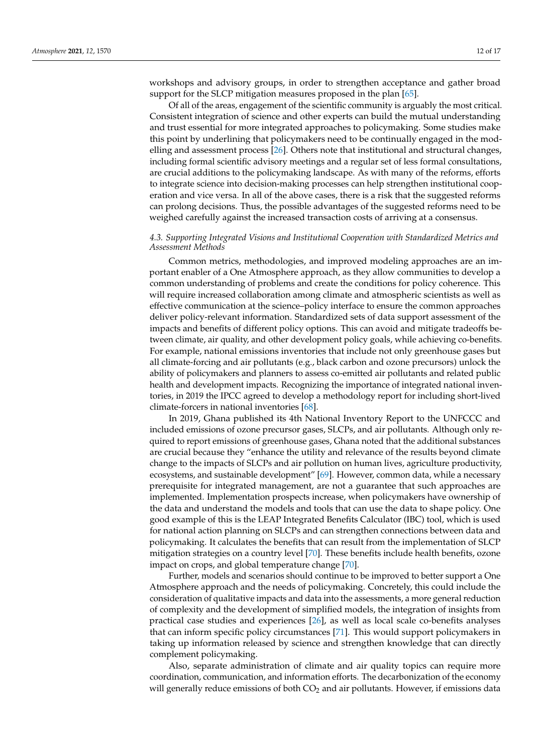workshops and advisory groups, in order to strengthen acceptance and gather broad support for the SLCP mitigation measures proposed in the plan [65].

Of all of the areas, engagement of the scientific community is arguably the most critical. Consistent integration of science and other experts can build the mutual understanding and trust essential for more integrated approaches to policymaking. Some studies make this point by underlining that policymakers need to be continually engaged in the modelling and assessment process [26]. Others note that institutional and structural changes, including formal scientific advisory meetings and a regular set of less formal consultations, are crucial additions to the policymaking landscape. As with many of the reforms, efforts to integrate science into decision-making processes can help strengthen institutional cooperation and vice versa. In all of the above cases, there is a risk that the suggested reforms can prolong decisions. Thus, the possible advantages of the suggested reforms need to be weighed carefully against the increased transaction costs of arriving at a consensus.

### *4.3. Supporting Integrated Visions and Institutional Cooperation with Standardized Metrics and Assessment Methods*

Common metrics, methodologies, and improved modeling approaches are an important enabler of a One Atmosphere approach, as they allow communities to develop a common understanding of problems and create the conditions for policy coherence. This will require increased collaboration among climate and atmospheric scientists as well as effective communication at the science–policy interface to ensure the common approaches deliver policy-relevant information. Standardized sets of data support assessment of the impacts and benefits of different policy options. This can avoid and mitigate tradeoffs between climate, air quality, and other development policy goals, while achieving co-benefits. For example, national emissions inventories that include not only greenhouse gases but all climate-forcing and air pollutants (e.g., black carbon and ozone precursors) unlock the ability of policymakers and planners to assess co-emitted air pollutants and related public health and development impacts. Recognizing the importance of integrated national inventories, in 2019 the IPCC agreed to develop a methodology report for including short-lived climate-forcers in national inventories [68].

In 2019, Ghana published its 4th National Inventory Report to the UNFCCC and included emissions of ozone precursor gases, SLCPs, and air pollutants. Although only required to report emissions of greenhouse gases, Ghana noted that the additional substances are crucial because they "enhance the utility and relevance of the results beyond climate change to the impacts of SLCPs and air pollution on human lives, agriculture productivity, ecosystems, and sustainable development" [69]. However, common data, while a necessary prerequisite for integrated management, are not a guarantee that such approaches are implemented. Implementation prospects increase, when policymakers have ownership of the data and understand the models and tools that can use the data to shape policy. One good example of this is the LEAP Integrated Benefits Calculator (IBC) tool, which is used for national action planning on SLCPs and can strengthen connections between data and policymaking. It calculates the benefits that can result from the implementation of SLCP mitigation strategies on a country level [70]. These benefits include health benefits, ozone impact on crops, and global temperature change [70].

Further, models and scenarios should continue to be improved to better support a One Atmosphere approach and the needs of policymaking. Concretely, this could include the consideration of qualitative impacts and data into the assessments, a more general reduction of complexity and the development of simplified models, the integration of insights from practical case studies and experiences [26], as well as local scale co-benefits analyses that can inform specific policy circumstances [71]. This would support policymakers in taking up information released by science and strengthen knowledge that can directly complement policymaking.

Also, separate administration of climate and air quality topics can require more coordination, communication, and information efforts. The decarbonization of the economy will generally reduce emissions of both $CO_2$ and air pollutants. However, if emissions data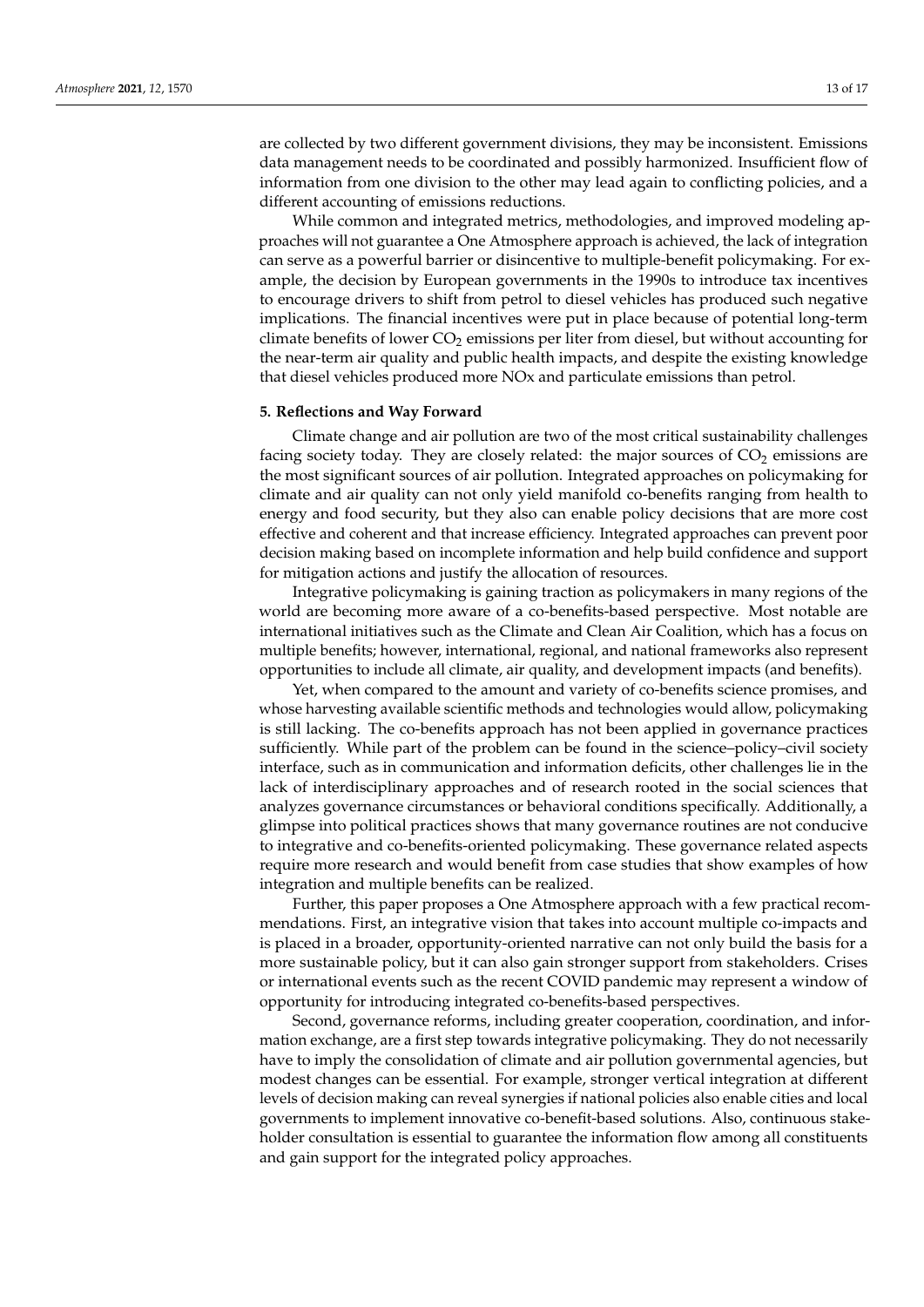are collected by two different government divisions, they may be inconsistent. Emissions data management needs to be coordinated and possibly harmonized. Insufficient flow of information from one division to the other may lead again to conflicting policies, and a different accounting of emissions reductions.

While common and integrated metrics, methodologies, and improved modeling approaches will not guarantee a One Atmosphere approach is achieved, the lack of integration can serve as a powerful barrier or disincentive to multiple-benefit policymaking. For example, the decision by European governments in the 1990s to introduce tax incentives to encourage drivers to shift from petrol to diesel vehicles has produced such negative implications. The financial incentives were put in place because of potential long-term climate benefits of lower $CO_2$ emissions per liter from diesel, but without accounting for the near-term air quality and public health impacts, and despite the existing knowledge that diesel vehicles produced more NOx and particulate emissions than petrol.

## 5. Reflections and Way Forward

Climate change and air pollution are two of the most critical sustainability challenges facing society today. They are closely related: the major sources of $CO_2$ emissions are the most significant sources of air pollution. Integrated approaches on policymaking for climate and air quality can not only yield manifold co-benefits ranging from health to energy and food security, but they also can enable policy decisions that are more cost effective and coherent and that increase efficiency. Integrated approaches can prevent poor decision making based on incomplete information and help build confidence and support for mitigation actions and justify the allocation of resources.

Integrative policymaking is gaining traction as policymakers in many regions of the world are becoming more aware of a co-benefits-based perspective. Most notable are international initiatives such as the Climate and Clean Air Coalition, which has a focus on multiple benefits; however, international, regional, and national frameworks also represent opportunities to include all climate, air quality, and development impacts (and benefits).

Yet, when compared to the amount and variety of co-benefits science promises, and whose harvesting available scientific methods and technologies would allow, policymaking is still lacking. The co-benefits approach has not been applied in governance practices sufficiently. While part of the problem can be found in the science–policy–civil society interface, such as in communication and information deficits, other challenges lie in the lack of interdisciplinary approaches and of research rooted in the social sciences that analyzes governance circumstances or behavioral conditions specifically. Additionally, a glimpse into political practices shows that many governance routines are not conducive to integrative and co-benefits-oriented policymaking. These governance related aspects require more research and would benefit from case studies that show examples of how integration and multiple benefits can be realized.

Further, this paper proposes a One Atmosphere approach with a few practical recommendations. First, an integrative vision that takes into account multiple co-impacts and is placed in a broader, opportunity-oriented narrative can not only build the basis for a more sustainable policy, but it can also gain stronger support from stakeholders. Crises or international events such as the recent COVID pandemic may represent a window of opportunity for introducing integrated co-benefits-based perspectives.

Second, governance reforms, including greater cooperation, coordination, and information exchange, are a first step towards integrative policymaking. They do not necessarily have to imply the consolidation of climate and air pollution governmental agencies, but modest changes can be essential. For example, stronger vertical integration at different levels of decision making can reveal synergies if national policies also enable cities and local governments to implement innovative co-benefit-based solutions. Also, continuous stakeholder consultation is essential to guarantee the information flow among all constituents and gain support for the integrated policy approaches.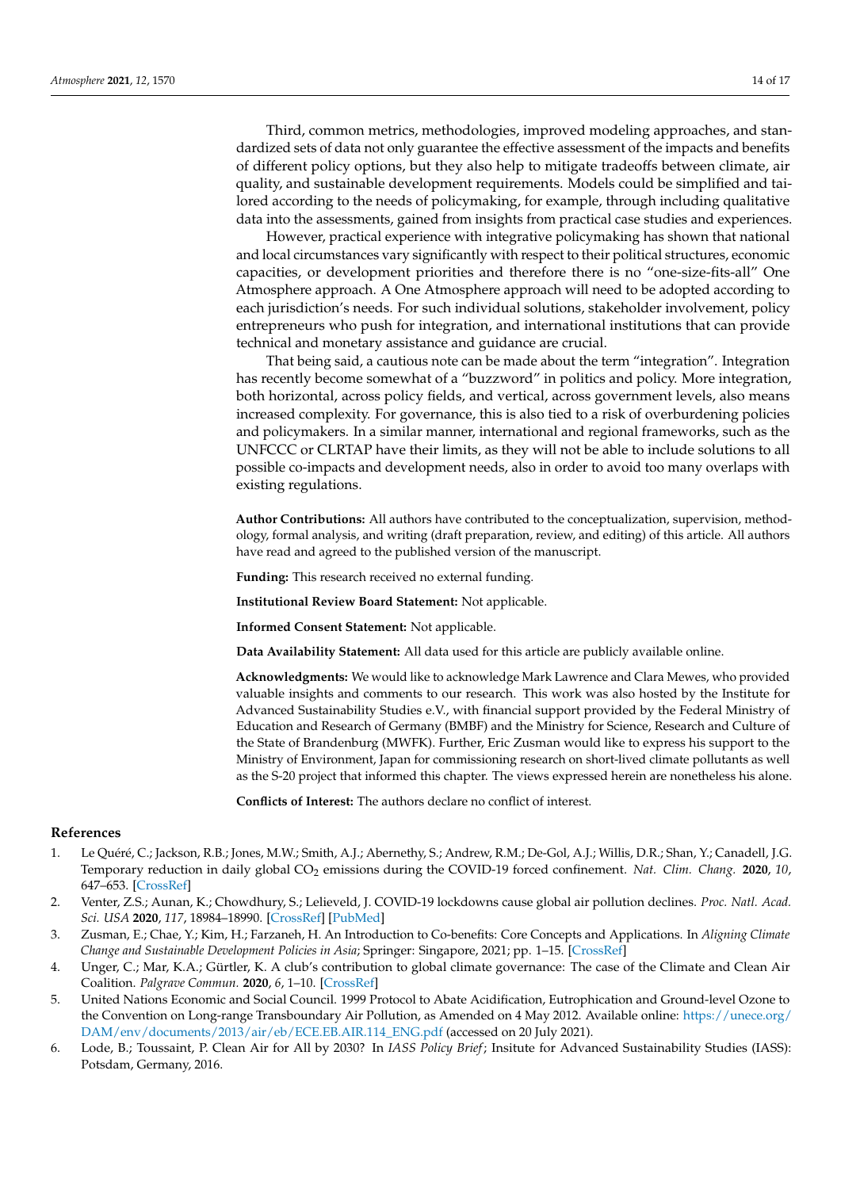Third, common metrics, methodologies, improved modeling approaches, and standardized sets of data not only guarantee the effective assessment of the impacts and benefits of different policy options, but they also help to mitigate tradeoffs between climate, air quality, and sustainable development requirements. Models could be simplified and tailored according to the needs of policymaking, for example, through including qualitative data into the assessments, gained from insights from practical case studies and experiences.

However, practical experience with integrative policymaking has shown that national and local circumstances vary significantly with respect to their political structures, economic capacities, or development priorities and therefore there is no "one-size-fits-all" One Atmosphere approach. A One Atmosphere approach will need to be adopted according to each jurisdiction's needs. For such individual solutions, stakeholder involvement, policy entrepreneurs who push for integration, and international institutions that can provide technical and monetary assistance and guidance are crucial.

That being said, a cautious note can be made about the term "integration". Integration has recently become somewhat of a "buzzword" in politics and policy. More integration, both horizontal, across policy fields, and vertical, across government levels, also means increased complexity. For governance, this is also tied to a risk of overburdening policies and policymakers. In a similar manner, international and regional frameworks, such as the UNFCCC or CLRTAP have their limits, as they will not be able to include solutions to all possible co-impacts and development needs, also in order to avoid too many overlaps with existing regulations.

**Author Contributions:** All authors have contributed to the conceptualization, supervision, methodology, formal analysis, and writing (draft preparation, review, and editing) of this article. All authors have read and agreed to the published version of the manuscript.

**Funding:** This research received no external funding.

**Institutional Review Board Statement:** Not applicable.

**Informed Consent Statement:** Not applicable.

**Data Availability Statement:** All data used for this article are publicly available online.

**Acknowledgments:** We would like to acknowledge Mark Lawrence and Clara Mewes, who provided valuable insights and comments to our research. This work was also hosted by the Institute for Advanced Sustainability Studies e.V., with financial support provided by the Federal Ministry of Education and Research of Germany (BMBF) and the Ministry for Science, Research and Culture of the State of Brandenburg (MWFK). Further, Eric Zusman would like to express his support to the Ministry of Environment, Japan for commissioning research on short-lived climate pollutants as well as the S-20 project that informed this chapter. The views expressed herein are nonetheless his alone.

**Conflicts of Interest:** The authors declare no conflict of interest.

## References

1. Le Quéré, C.; Jackson, R.B.; Jones, M.W.; Smith, A.J.; Abernethy, S.; Andrew, R.M.; De-Gol, A.J.; Willis, D.R.; Shan, Y.; Canadell, J.G. Temporary reduction in daily global $CO_2$ emissions during the COVID-19 forced confinement. *Nat. Clim. Chang.* **2020**, *10*, 647–653. [CrossRef]
2. Venter, Z.S.; Aunan, K.; Chowdhury, S.; Lelieveld, J. COVID-19 lockdowns cause global air pollution declines. *Proc. Natl. Acad. Sci. USA* **2020**, *117*, 18984–18990. [CrossRef] [PubMed]
3. Zusman, E.; Chae, Y.; Kim, H.; Farzaneh, H. An Introduction to Co-benefits: Core Concepts and Applications. In *Aligning Climate Change and Sustainable Development Policies in Asia*; Springer: Singapore, 2021; pp. 1–15. [CrossRef]
4. Unger, C.; Mar, K.A.; Gürtler, K. A club's contribution to global climate governance: The case of the Climate and Clean Air Coalition. *Palgrave Commun.* **2020**, *6*, 1–10. [CrossRef]
5. United Nations Economic and Social Council. 1999 Protocol to Abate Acidification, Eutrophication and Ground-level Ozone to the Convention on Long-range Transboundary Air Pollution, as Amended on 4 May 2012. Available online: https://unece.org/DAM/env/documents/2013/air/eb/ECE.EB.AIR.114_ENG.pdf (accessed on 20 July 2021).
6. Lode, B.; Toussaint, P. Clean Air for All by 2030? In *IASS Policy Brief*; Insitute for Advanced Sustainability Studies (IASS): Potsdam, Germany, 2016.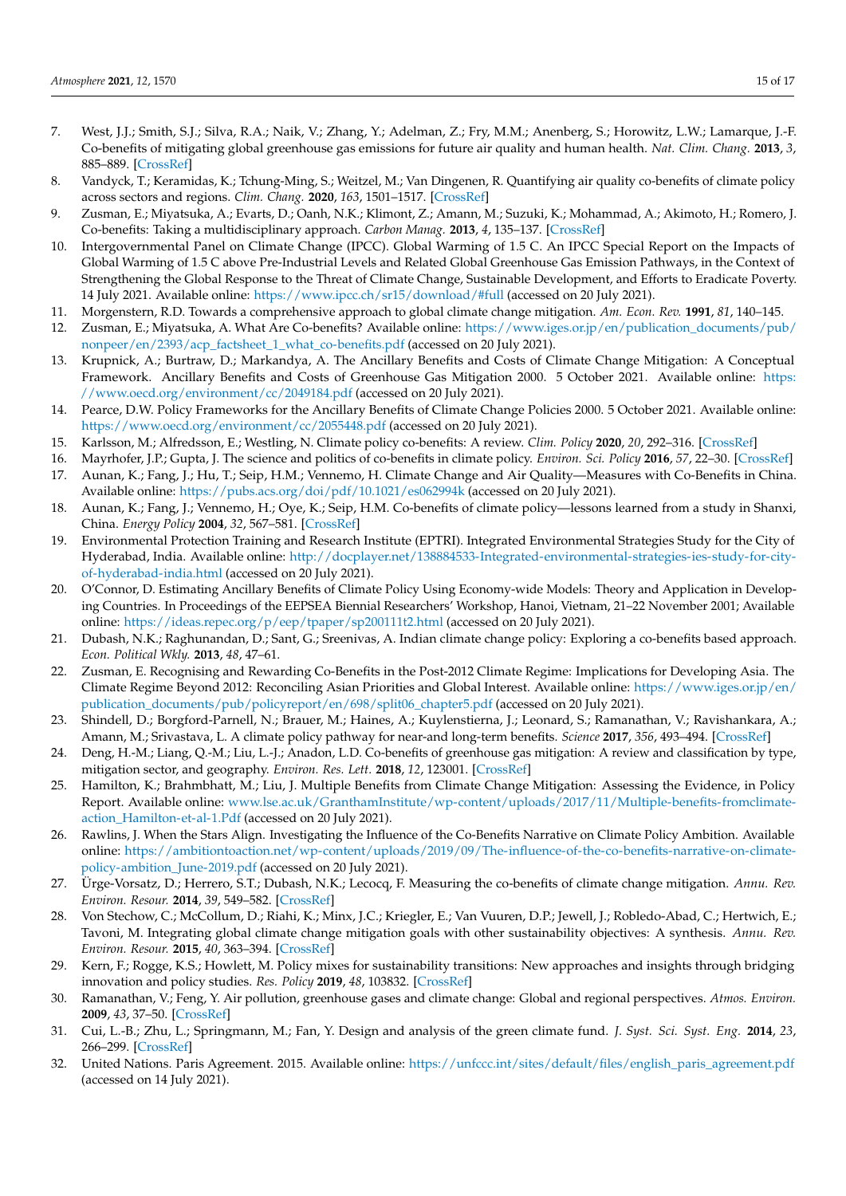7. West, J.J.; Smith, S.J.; Silva, R.A.; Naik, V.; Zhang, Y.; Adelman, Z.; Fry, M.M.; Anenberg, S.; Horowitz, L.W.; Lamarque, J.-F. Co-benefits of mitigating global greenhouse gas emissions for future air quality and human health. *Nat. Clim. Chang.* **2013**, *3*, 885–889. [CrossRef]
8. Vandyck, T.; Keramidas, K.; Tchung-Ming, S.; Weitzel, M.; Van Dingenen, R. Quantifying air quality co-benefits of climate policy across sectors and regions. *Clim. Chang.* **2020**, *163*, 1501–1517. [CrossRef]
9. Zusman, E.; Miyatsuka, A.; Evarts, D.; Oanh, N.K.; Klimont, Z.; Amann, M.; Suzuki, K.; Mohammad, A.; Akimoto, H.; Romero, J. Co-benefits: Taking a multidisciplinary approach. *Carbon Manag.* **2013**, *4*, 135–137. [CrossRef]
10. Intergovernmental Panel on Climate Change (IPCC). Global Warming of 1.5 C. An IPCC Special Report on the Impacts of Global Warming of 1.5 C above Pre-Industrial Levels and Related Global Greenhouse Gas Emission Pathways, in the Context of Strengthening the Global Response to the Threat of Climate Change, Sustainable Development, and Efforts to Eradicate Poverty. 14 July 2021. Available online: https://www.ipcc.ch/sr15/download/#full (accessed on 20 July 2021).
11. Morgenstern, R.D. Towards a comprehensive approach to global climate change mitigation. *Am. Econ. Rev.* **1991**, *81*, 140–145.
12. Zusman, E.; Miyatsuka, A. What Are Co-benefits? Available online: https://www.iges.or.jp/en/publication_documents/pub/nonpeer/en/2393/acp_factsheet_1_what_co-benefits.pdf (accessed on 20 July 2021).
13. Krupnick, A.; Burtraw, D.; Markandya, A. The Ancillary Benefits and Costs of Climate Change Mitigation: A Conceptual Framework. Ancillary Benefits and Costs of Greenhouse Gas Mitigation 2000. 5 October 2021. Available online: https://www.oecd.org/environment/cc/2049184.pdf (accessed on 20 July 2021).
14. Pearce, D.W. Policy Frameworks for the Ancillary Benefits of Climate Change Policies 2000. 5 October 2021. Available online: https://www.oecd.org/environment/cc/2055448.pdf (accessed on 20 July 2021).
15. Karlsson, M.; Alfredsson, E.; Westling, N. Climate policy co-benefits: A review. *Clim. Policy* **2020**, *20*, 292–316. [CrossRef]
16. Mayrhofer, J.P.; Gupta, J. The science and politics of co-benefits in climate policy. *Environ. Sci. Policy* **2016**, *57*, 22–30. [CrossRef]
17. Aunan, K.; Fang, J.; Hu, T.; Seip, H.M.; Vennemo, H. Climate Change and Air Quality—Measures with Co-Benefits in China. Available online: https://pubs.acs.org/doi/pdf/10.1021/es062994k (accessed on 20 July 2021).
18. Aunan, K.; Fang, J.; Vennemo, H.; Oye, K.; Seip, H.M. Co-benefits of climate policy—lessons learned from a study in Shanxi, China. *Energy Policy* **2004**, *32*, 567–581. [CrossRef]
19. Environmental Protection Training and Research Institute (EPTRI). Integrated Environmental Strategies Study for the City of Hyderabad, India. Available online: http://docplayer.net/138884533-Integrated-environmental-strategies-ies-study-for-city-of-hyderabad-india.html (accessed on 20 July 2021).
20. O'Connor, D. Estimating Ancillary Benefits of Climate Policy Using Economy-wide Models: Theory and Application in Developing Countries. In Proceedings of the EEPSEA Biennial Researchers' Workshop, Hanoi, Vietnam, 21–22 November 2001; Available online: https://ideas.repec.org/p/eep/tpaper/sp200111t2.html (accessed on 20 July 2021).
21. Dubash, N.K.; Raghunandan, D.; Sant, G.; Sreenivas, A. Indian climate change policy: Exploring a co-benefits based approach. *Econ. Political Wkly.* **2013**, *48*, 47–61.
22. Zusman, E. Recognising and Rewarding Co-Benefits in the Post-2012 Climate Regime: Implications for Developing Asia. The Climate Regime Beyond 2012: Reconciling Asian Priorities and Global Interest. Available online: https://www.iges.or.jp/en/publication_documents/pub/policyreport/en/698/split06_chapter5.pdf (accessed on 20 July 2021).
23. Shindell, D.; Borgford-Parnell, N.; Brauer, M.; Haines, A.; Kuylenstierna, J.; Leonard, S.; Ramanathan, V.; Ravishankara, A.; Amann, M.; Srivastava, L. A climate policy pathway for near-and long-term benefits. *Science* **2017**, *356*, 493–494. [CrossRef]
24. Deng, H.-M.; Liang, Q.-M.; Liu, L.-J.; Anadon, L.D. Co-benefits of greenhouse gas mitigation: A review and classification by type, mitigation sector, and geography. *Environ. Res. Lett.* **2018**, *12*, 123001. [CrossRef]
25. Hamilton, K.; Brahmbhatt, M.; Liu, J. Multiple Benefits from Climate Change Mitigation: Assessing the Evidence, in Policy Report. Available online: www.lse.ac.uk/GranthamInstitute/wp-content/uploads/2017/11/Multiple-benefits-fromclimate-action_Hamilton-et-al-1.Pdf (accessed on 20 July 2021).
26. Rawlins, J. When the Stars Align. Investigating the Influence of the Co-Benefits Narrative on Climate Policy Ambition. Available online: https://ambitiontoaction.net/wp-content/uploads/2019/09/The-influence-of-the-co-benefits-narrative-on-climate-policy-ambition_June-2019.pdf (accessed on 20 July 2021).
27. Ürge-Vorsatz, D.; Herrero, S.T.; Dubash, N.K.; Lecocq, F. Measuring the co-benefits of climate change mitigation. *Annu. Rev. Environ. Resour.* **2014**, *39*, 549–582. [CrossRef]
28. Von Stechow, C.; McCollum, D.; Riahi, K.; Minx, J.C.; Kriegler, E.; Van Vuuren, D.P.; Jewell, J.; Robledo-Abad, C.; Hertwich, E.; Tavoni, M. Integrating global climate change mitigation goals with other sustainability objectives: A synthesis. *Annu. Rev. Environ. Resour.* **2015**, *40*, 363–394. [CrossRef]
29. Kern, F.; Rogge, K.S.; Howlett, M. Policy mixes for sustainability transitions: New approaches and insights through bridging innovation and policy studies. *Res. Policy* **2019**, *48*, 103832. [CrossRef]
30. Ramanathan, V.; Feng, Y. Air pollution, greenhouse gases and climate change: Global and regional perspectives. *Atmos. Environ.* **2009**, *43*, 37–50. [CrossRef]
31. Cui, L.-B.; Zhu, L.; Springmann, M.; Fan, Y. Design and analysis of the green climate fund. *J. Syst. Sci. Syst. Eng.* **2014**, *23*, 266–299. [CrossRef]
32. United Nations. Paris Agreement. 2015. Available online: https://unfccc.int/sites/default/files/english_paris_agreement.pdf (accessed on 14 July 2021).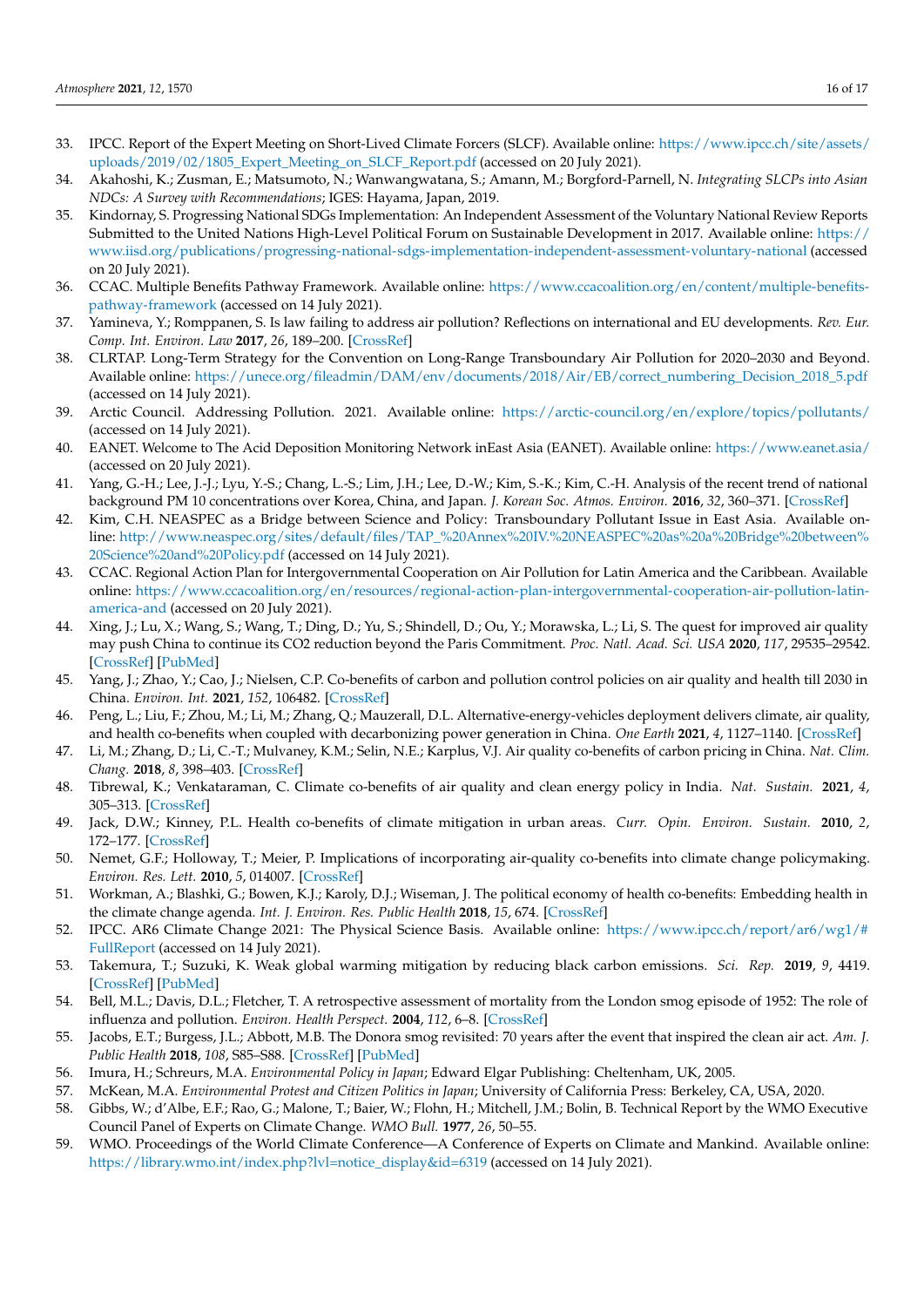33. IPCC. Report of the Expert Meeting on Short-Lived Climate Forcers (SLCF). Available online: https://www.ipcc.ch/site/assets/uploads/2019/02/1805_Expert_Meeting_on_SLCF_Report.pdf (accessed on 20 July 2021).
34. Akahoshi, K.; Zusman, E.; Matsumoto, N.; Wanwangwatana, S.; Amann, M.; Borgford-Parnell, N. *Integrating SLCPs into Asian NDCs: A Survey with Recommendations*; IGES: Hayama, Japan, 2019.
35. Kindornay, S. Progressing National SDGs Implementation: An Independent Assessment of the Voluntary National Review Reports Submitted to the United Nations High-Level Political Forum on Sustainable Development in 2017. Available online: https://www.iisd.org/publications/progressing-national-sdgs-implementation-independent-assessment-voluntary-national (accessed on 20 July 2021).
36. CCAC. Multiple Benefits Pathway Framework. Available online: https://www.ccacoalition.org/en/content/multiple-benefits-pathway-framework (accessed on 14 July 2021).
37. Yamineva, Y.; Romppanen, S. Is law failing to address air pollution? Reflections on international and EU developments. *Rev. Eur. Comp. Int. Environ. Law* **2017**, *26*, 189–200. [CrossRef]
38. CLRTAP. Long-Term Strategy for the Convention on Long-Range Transboundary Air Pollution for 2020–2030 and Beyond. Available online: https://unece.org/fileadmin/DAM/env/documents/2018/Air/EB/correct_numbering_Decision_2018_5.pdf (accessed on 14 July 2021).
39. Arctic Council. Addressing Pollution. 2021. Available online: https://arctic-council.org/en/explore/topics/pollutants/ (accessed on 14 July 2021).
40. EANET. Welcome to The Acid Deposition Monitoring Network inEast Asia (EANET). Available online: https://www.eanet.asia/ (accessed on 20 July 2021).
41. Yang, G.-H.; Lee, J.-J.; Lyu, Y.-S.; Chang, L.-S.; Lim, J.H.; Lee, D.-W.; Kim, S.-K.; Kim, C.-H. Analysis of the recent trend of national background PM 10 concentrations over Korea, China, and Japan. *J. Korean Soc. Atmos. Environ.* **2016**, *32*, 360–371. [CrossRef]
42. Kim, C.H. NEASPEC as a Bridge between Science and Policy: Transboundary Pollutant Issue in East Asia. Available online: http://www.neaspec.org/sites/default/files/TAP_%20Annex%20IV.%20NEASPEC%20as%20a%20Bridge%20between%20Science%20and%20Policy.pdf (accessed on 14 July 2021).
43. CCAC. Regional Action Plan for Intergovernmental Cooperation on Air Pollution for Latin America and the Caribbean. Available online: https://www.ccacoalition.org/en/resources/regional-action-plan-intergovernmental-cooperation-air-pollution-latin-america-and (accessed on 20 July 2021).
44. Xing, J.; Lu, X.; Wang, S.; Wang, T.; Ding, D.; Yu, S.; Shindell, D.; Ou, Y.; Morawska, L.; Li, S. The quest for improved air quality may push China to continue its CO2 reduction beyond the Paris Commitment. *Proc. Natl. Acad. Sci. USA* **2020**, *117*, 29535–29542. [CrossRef] [PubMed]
45. Yang, J.; Zhao, Y.; Cao, J.; Nielsen, C.P. Co-benefits of carbon and pollution control policies on air quality and health till 2030 in China. *Environ. Int.* **2021**, *152*, 106482. [CrossRef]
46. Peng, L.; Liu, F.; Zhou, M.; Li, M.; Zhang, Q.; Mauzerall, D.L. Alternative-energy-vehicles deployment delivers climate, air quality, and health co-benefits when coupled with decarbonizing power generation in China. *One Earth* **2021**, *4*, 1127–1140. [CrossRef]
47. Li, M.; Zhang, D.; Li, C.-T.; Mulvaney, K.M.; Selin, N.E.; Karplus, V.J. Air quality co-benefits of carbon pricing in China. *Nat. Clim. Chang.* **2018**, *8*, 398–403. [CrossRef]
48. Tibrewal, K.; Venkataraman, C. Climate co-benefits of air quality and clean energy policy in India. *Nat. Sustain.* **2021**, *4*, 305–313. [CrossRef]
49. Jack, D.W.; Kinney, P.L. Health co-benefits of climate mitigation in urban areas. *Curr. Opin. Environ. Sustain.* **2010**, *2*, 172–177. [CrossRef]
50. Nemet, G.F.; Holloway, T.; Meier, P. Implications of incorporating air-quality co-benefits into climate change policymaking. *Environ. Res. Lett.* **2010**, *5*, 014007. [CrossRef]
51. Workman, A.; Blashki, G.; Bowen, K.J.; Karoly, D.J.; Wiseman, J. The political economy of health co-benefits: Embedding health in the climate change agenda. *Int. J. Environ. Res. Public Health* **2018**, *15*, 674. [CrossRef]
52. IPCC. AR6 Climate Change 2021: The Physical Science Basis. Available online: https://www.ipcc.ch/report/ar6/wg1/#FullReport (accessed on 14 July 2021).
53. Takemura, T.; Suzuki, K. Weak global warming mitigation by reducing black carbon emissions. *Sci. Rep.* **2019**, *9*, 4419. [CrossRef] [PubMed]
54. Bell, M.L.; Davis, D.L.; Fletcher, T. A retrospective assessment of mortality from the London smog episode of 1952: The role of influenza and pollution. *Environ. Health Perspect.* **2004**, *112*, 6–8. [CrossRef]
55. Jacobs, E.T.; Burgess, J.L.; Abbott, M.B. The Donora smog revisited: 70 years after the event that inspired the clean air act. *Am. J. Public Health* **2018**, *108*, S85–S88. [CrossRef] [PubMed]
56. Imura, H.; Schreurs, M.A. *Environmental Policy in Japan*; Edward Elgar Publishing: Cheltenham, UK, 2005.
57. McKean, M.A. *Environmental Protest and Citizen Politics in Japan*; University of California Press: Berkeley, CA, USA, 2020.
58. Gibbs, W.; d'Albe, E.F.; Rao, G.; Malone, T.; Baier, W.; Flohn, H.; Mitchell, J.M.; Bolin, B. Technical Report by the WMO Executive Council Panel of Experts on Climate Change. *WMO Bull.* **1977**, *26*, 50–55.
59. WMO. Proceedings of the World Climate Conference—A Conference of Experts on Climate and Mankind. Available online: https://library.wmo.int/index.php?lvl=notice_display&id=6319 (accessed on 14 July 2021).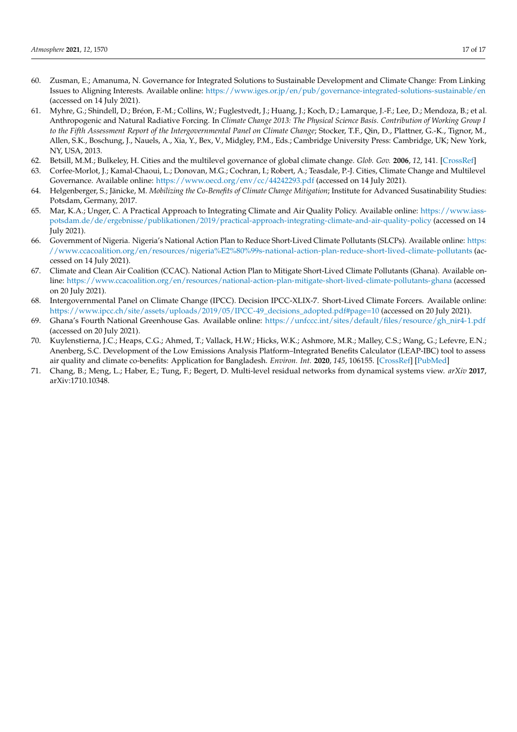60. Zusman, E.; Amanuma, N. Governance for Integrated Solutions to Sustainable Development and Climate Change: From Linking Issues to Aligning Interests. Available online: https://www.iges.or.jp/en/pub/governance-integrated-solutions-sustainable/en (accessed on 14 July 2021).
61. Myhre, G.; Shindell, D.; Bréon, F.-M.; Collins, W.; Fuglestvedt, J.; Huang, J.; Koch, D.; Lamarque, J.-F.; Lee, D.; Mendoza, B.; et al. Anthropogenic and Natural Radiative Forcing. In *Climate Change 2013: The Physical Science Basis. Contribution of Working Group I to the Fifth Assessment Report of the Intergovernmental Panel on Climate Change*; Stocker, T.F., Qin, D., Plattner, G.-K., Tignor, M., Allen, S.K., Boschung, J., Nauels, A., Xia, Y., Bex, V., Midgley, P.M., Eds.; Cambridge University Press: Cambridge, UK; New York, NY, USA, 2013.
62. Betsill, M.M.; Bulkeley, H. Cities and the multilevel governance of global climate change. *Glob. Gov.* **2006**, *12*, 141. [CrossRef]
63. Corfee-Morlot, J.; Kamal-Chaoui, L.; Donovan, M.G.; Cochran, I.; Robert, A.; Teasdale, P.-J. Cities, Climate Change and Multilevel Governance. Available online: https://www.oecd.org/env/cc/44242293.pdf (accessed on 14 July 2021).
64. Helgenberger, S.; Jänicke, M. *Mobilizing the Co-Benefits of Climate Change Mitigation*; Institute for Advanced Susatinability Studies: Potsdam, Germany, 2017.
65. Mar, K.A.; Unger, C. A Practical Approach to Integrating Climate and Air Quality Policy. Available online: https://www.iass-potsdam.de/de/ergebnisse/publikationen/2019/practical-approach-integrating-climate-and-air-quality-policy (accessed on 14 July 2021).
66. Government of Nigeria. Nigeria's National Action Plan to Reduce Short-Lived Climate Pollutants (SLCPs). Available online: https://www.ccacoalition.org/en/resources/nigeria%E2%80%99s-national-action-plan-reduce-short-lived-climate-pollutants (accessed on 14 July 2021).
67. Climate and Clean Air Coalition (CCAC). National Action Plan to Mitigate Short-Lived Climate Pollutants (Ghana). Available online: https://www.ccacoalition.org/en/resources/national-action-plan-mitigate-short-lived-climate-pollutants-ghana (accessed on 20 July 2021).
68. Intergovernmental Panel on Climate Change (IPCC). Decision IPCC-XLIX-7. Short-Lived Climate Forcers. Available online: https://www.ipcc.ch/site/assets/uploads/2019/05/IPCC-49_decisions_adopted.pdf#page=10 (accessed on 20 July 2021).
69. Ghana's Fourth National Greenhouse Gas. Available online: https://unfccc.int/sites/default/files/resource/gh_nir4-1.pdf (accessed on 20 July 2021).
70. Kuylenstierna, J.C.; Heaps, C.G.; Ahmed, T.; Vallack, H.W.; Hicks, W.K.; Ashmore, M.R.; Malley, C.S.; Wang, G.; Lefevre, E.N.; Anenberg, S.C. Development of the Low Emissions Analysis Platform–Integrated Benefits Calculator (LEAP-IBC) tool to assess air quality and climate co-benefits: Application for Bangladesh. *Environ. Int.* **2020**, *145*, 106155. [CrossRef] [PubMed]
71. Chang, B.; Meng, L.; Haber, E.; Tung, F.; Begert, D. Multi-level residual networks from dynamical systems view. *arXiv* **2017**, arXiv:1710.10348.